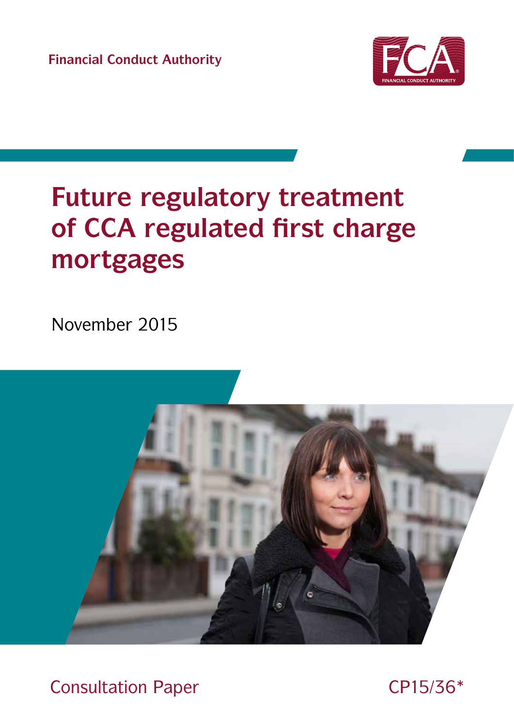Financial Conduct Authority

# Future regulatory treatment of CCA regulated first charge mortgages

November 2015

Consultation Paper

CP15/36*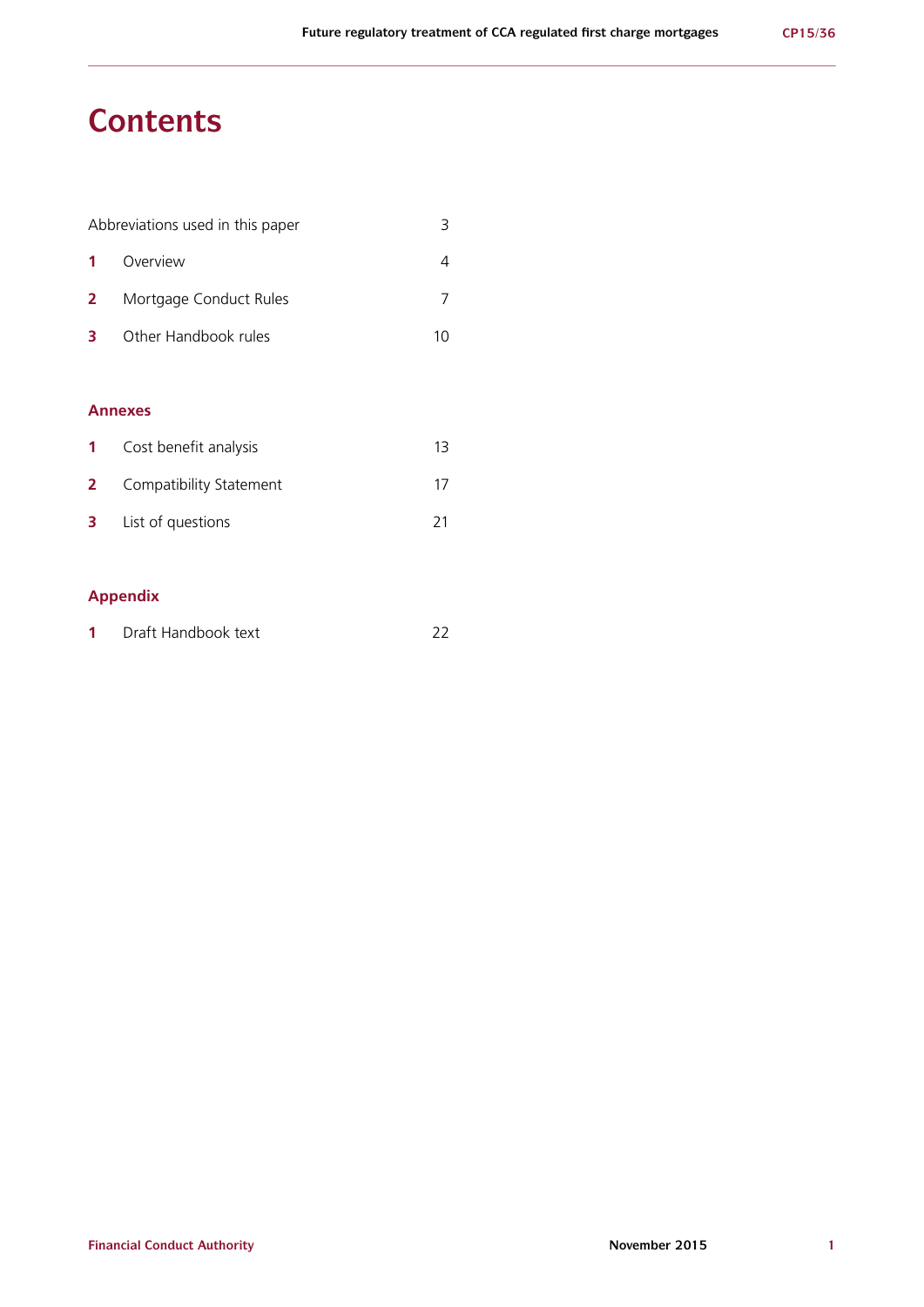# Contents

| | | |
|---|---|---|
| Abbreviations used in this paper | | 3 |
| **1** | Overview | 4 |
| **2** | Mortgage Conduct Rules | 7 |
| **3** | Other Handbook rules | 10 |

## Annexes

| | | |
|---|---|---|
| **1** | Cost benefit analysis | 13 |
| **2** | Compatibility Statement | 17 |
| **3** | List of questions | 21 |

## Appendix

| | | |
|---|---|---|
| **1** | Draft Handbook text | 22 |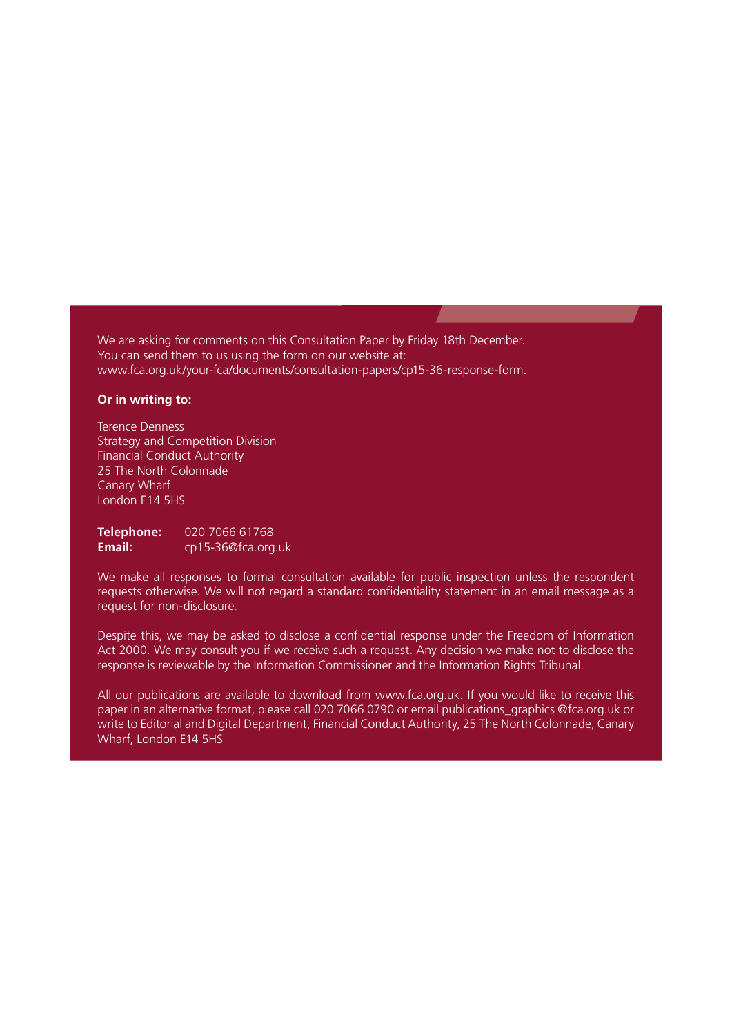We are asking for comments on this Consultation Paper by Friday 18th December.
You can send them to us using the form on our website at:
www.fca.org.uk/your-fca/documents/consultation-papers/cp15-36-response-form.

**Or in writing to:**

Terence Denness
Strategy and Competition Division
Financial Conduct Authority
25 The North Colonnade
Canary Wharf
London E14 5HS

**Telephone:** 020 7066 61768
**Email:** cp15-36@fca.org.uk

---

We make all responses to formal consultation available for public inspection unless the respondent requests otherwise. We will not regard a standard confidentiality statement in an email message as a request for non-disclosure.

Despite this, we may be asked to disclose a confidential response under the Freedom of Information Act 2000. We may consult you if we receive such a request. Any decision we make not to disclose the response is reviewable by the Information Commissioner and the Information Rights Tribunal.

All our publications are available to download from www.fca.org.uk. If you would like to receive this paper in an alternative format, please call 020 7066 0790 or email publications_graphics @fca.org.uk or write to Editorial and Digital Department, Financial Conduct Authority, 25 The North Colonnade, Canary Wharf, London E14 5HS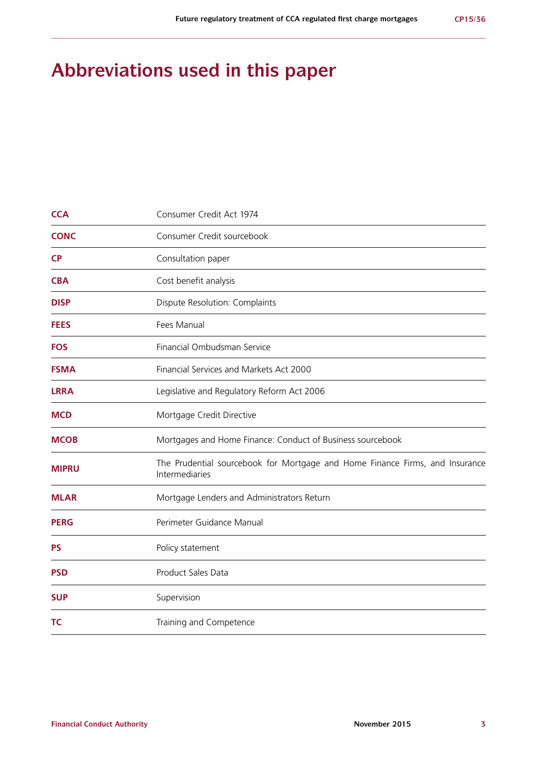# Abbreviations used in this paper

| | |
|---|---|
| **CCA** | Consumer Credit Act 1974 |
| **CONC** | Consumer Credit sourcebook |
| **CP** | Consultation paper |
| **CBA** | Cost benefit analysis |
| **DISP** | Dispute Resolution: Complaints |
| **FEES** | Fees Manual |
| **FOS** | Financial Ombudsman Service |
| **FSMA** | Financial Services and Markets Act 2000 |
| **LRRA** | Legislative and Regulatory Reform Act 2006 |
| **MCD** | Mortgage Credit Directive |
| **MCOB** | Mortgages and Home Finance: Conduct of Business sourcebook |
| **MIPRU** | The Prudential sourcebook for Mortgage and Home Finance Firms, and Insurance Intermediaries |
| **MLAR** | Mortgage Lenders and Administrators Return |
| **PERG** | Perimeter Guidance Manual |
| **PS** | Policy statement |
| **PSD** | Product Sales Data |
| **SUP** | Supervision |
| **TC** | Training and Competence |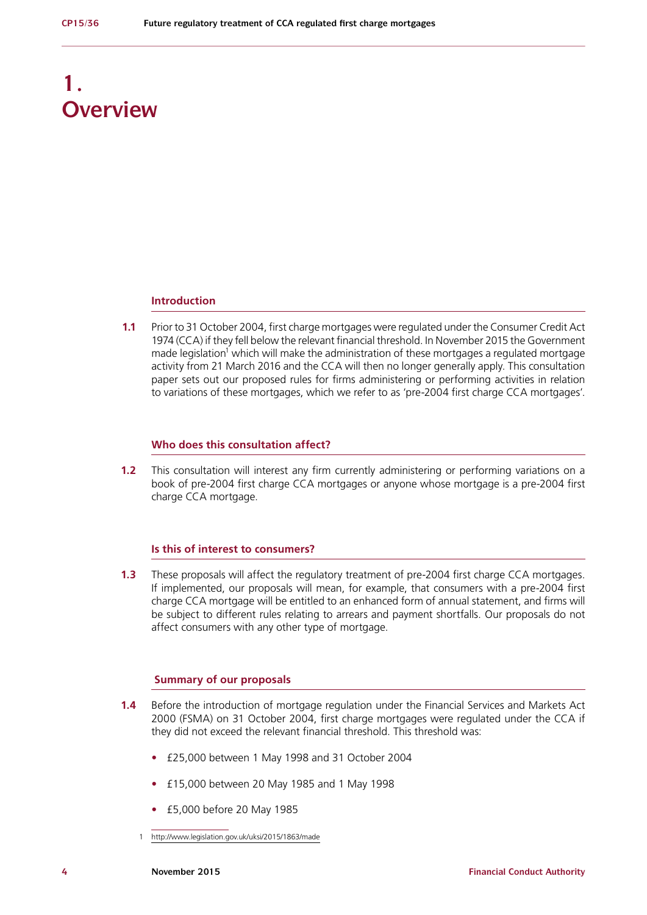# 1. Overview

### Introduction

**1.1** Prior to 31 October 2004, first charge mortgages were regulated under the Consumer Credit Act 1974 (CCA) if they fell below the relevant financial threshold. In November 2015 the Government made legislation[1] which will make the administration of these mortgages a regulated mortgage activity from 21 March 2016 and the CCA will then no longer generally apply. This consultation paper sets out our proposed rules for firms administering or performing activities in relation to variations of these mortgages, which we refer to as 'pre-2004 first charge CCA mortgages'.

### Who does this consultation affect?

**1.2** This consultation will interest any firm currently administering or performing variations on a book of pre-2004 first charge CCA mortgages or anyone whose mortgage is a pre-2004 first charge CCA mortgage.

### Is this of interest to consumers?

**1.3** These proposals will affect the regulatory treatment of pre-2004 first charge CCA mortgages. If implemented, our proposals will mean, for example, that consumers with a pre-2004 first charge CCA mortgage will be entitled to an enhanced form of annual statement, and firms will be subject to different rules relating to arrears and payment shortfalls. Our proposals do not affect consumers with any other type of mortgage.

### Summary of our proposals

**1.4** Before the introduction of mortgage regulation under the Financial Services and Markets Act 2000 (FSMA) on 31 October 2004, first charge mortgages were regulated under the CCA if they did not exceed the relevant financial threshold. This threshold was:

- £25,000 between 1 May 1998 and 31 October 2004
- £15,000 between 20 May 1985 and 1 May 1998
- £5,000 before 20 May 1985

[1] http://www.legislation.gov.uk/uksi/2015/1863/made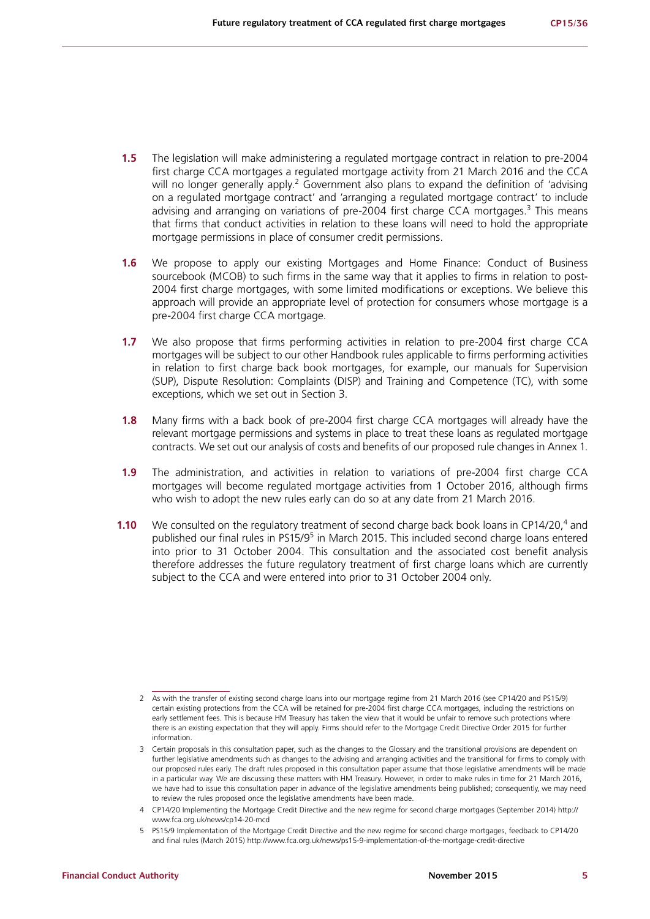**1.5** The legislation will make administering a regulated mortgage contract in relation to pre-2004 first charge CCA mortgages a regulated mortgage activity from 21 March 2016 and the CCA will no longer generally apply.[2] Government also plans to expand the definition of 'advising on a regulated mortgage contract' and 'arranging a regulated mortgage contract' to include advising and arranging on variations of pre-2004 first charge CCA mortgages.[3] This means that firms that conduct activities in relation to these loans will need to hold the appropriate mortgage permissions in place of consumer credit permissions.

**1.6** We propose to apply our existing Mortgages and Home Finance: Conduct of Business sourcebook (MCOB) to such firms in the same way that it applies to firms in relation to post-2004 first charge mortgages, with some limited modifications or exceptions. We believe this approach will provide an appropriate level of protection for consumers whose mortgage is a pre-2004 first charge CCA mortgage.

**1.7** We also propose that firms performing activities in relation to pre-2004 first charge CCA mortgages will be subject to our other Handbook rules applicable to firms performing activities in relation to first charge back book mortgages, for example, our manuals for Supervision (SUP), Dispute Resolution: Complaints (DISP) and Training and Competence (TC), with some exceptions, which we set out in Section 3.

**1.8** Many firms with a back book of pre-2004 first charge CCA mortgages will already have the relevant mortgage permissions and systems in place to treat these loans as regulated mortgage contracts. We set out our analysis of costs and benefits of our proposed rule changes in Annex 1.

**1.9** The administration, and activities in relation to variations of pre-2004 first charge CCA mortgages will become regulated mortgage activities from 1 October 2016, although firms who wish to adopt the new rules early can do so at any date from 21 March 2016.

**1.10** We consulted on the regulatory treatment of second charge back book loans in CP14/20,[4] and published our final rules in PS15/9[5] in March 2015. This included second charge loans entered into prior to 31 October 2004. This consultation and the associated cost benefit analysis therefore addresses the future regulatory treatment of first charge loans which are currently subject to the CCA and were entered into prior to 31 October 2004 only.

---

2 As with the transfer of existing second charge loans into our mortgage regime from 21 March 2016 (see CP14/20 and PS15/9) certain existing protections from the CCA will be retained for pre-2004 first charge CCA mortgages, including the restrictions on early settlement fees. This is because HM Treasury has taken the view that it would be unfair to remove such protections where there is an existing expectation that they will apply. Firms should refer to the Mortgage Credit Directive Order 2015 for further information.

3 Certain proposals in this consultation paper, such as the changes to the Glossary and the transitional provisions are dependent on further legislative amendments such as changes to the advising and arranging activities and the transitional for firms to comply with our proposed rules early. The draft rules proposed in this consultation paper assume that those legislative amendments will be made in a particular way. We are discussing these matters with HM Treasury. However, in order to make rules in time for 21 March 2016, we have had to issue this consultation paper in advance of the legislative amendments being published; consequently, we may need to review the rules proposed once the legislative amendments have been made.

4 CP14/20 Implementing the Mortgage Credit Directive and the new regime for second charge mortgages (September 2014) http://www.fca.org.uk/news/cp14-20-mcd

5 PS15/9 Implementation of the Mortgage Credit Directive and the new regime for second charge mortgages, feedback to CP14/20 and final rules (March 2015) http://www.fca.org.uk/news/ps15-9-implementation-of-the-mortgage-credit-directive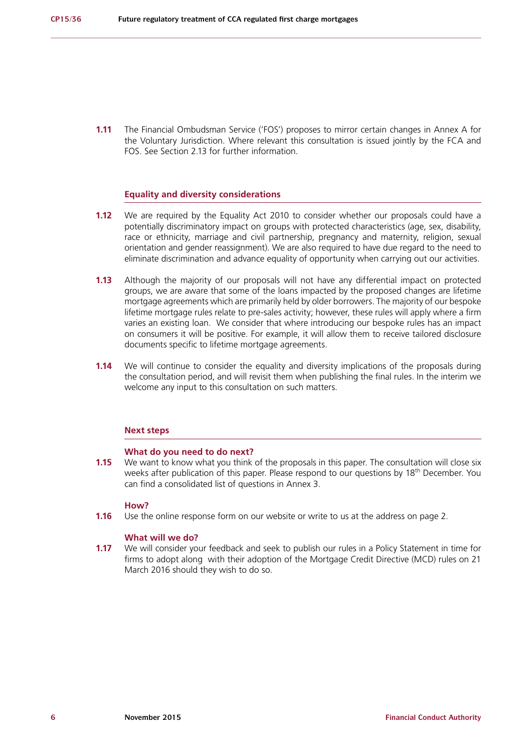**1.11** The Financial Ombudsman Service ('FOS') proposes to mirror certain changes in Annex A for the Voluntary Jurisdiction. Where relevant this consultation is issued jointly by the FCA and FOS. See Section 2.13 for further information.

## Equality and diversity considerations

**1.12** We are required by the Equality Act 2010 to consider whether our proposals could have a potentially discriminatory impact on groups with protected characteristics (age, sex, disability, race or ethnicity, marriage and civil partnership, pregnancy and maternity, religion, sexual orientation and gender reassignment). We are also required to have due regard to the need to eliminate discrimination and advance equality of opportunity when carrying out our activities.

**1.13** Although the majority of our proposals will not have any differential impact on protected groups, we are aware that some of the loans impacted by the proposed changes are lifetime mortgage agreements which are primarily held by older borrowers. The majority of our bespoke lifetime mortgage rules relate to pre-sales activity; however, these rules will apply where a firm varies an existing loan. We consider that where introducing our bespoke rules has an impact on consumers it will be positive. For example, it will allow them to receive tailored disclosure documents specific to lifetime mortgage agreements.

**1.14** We will continue to consider the equality and diversity implications of the proposals during the consultation period, and will revisit them when publishing the final rules. In the interim we welcome any input to this consultation on such matters.

## Next steps

### What do you need to do next?

**1.15** We want to know what you think of the proposals in this paper. The consultation will close six weeks after publication of this paper. Please respond to our questions by 18th December. You can find a consolidated list of questions in Annex 3.

### How?

**1.16** Use the online response form on our website or write to us at the address on page 2.

### What will we do?

**1.17** We will consider your feedback and seek to publish our rules in a Policy Statement in time for firms to adopt along with their adoption of the Mortgage Credit Directive (MCD) rules on 21 March 2016 should they wish to do so.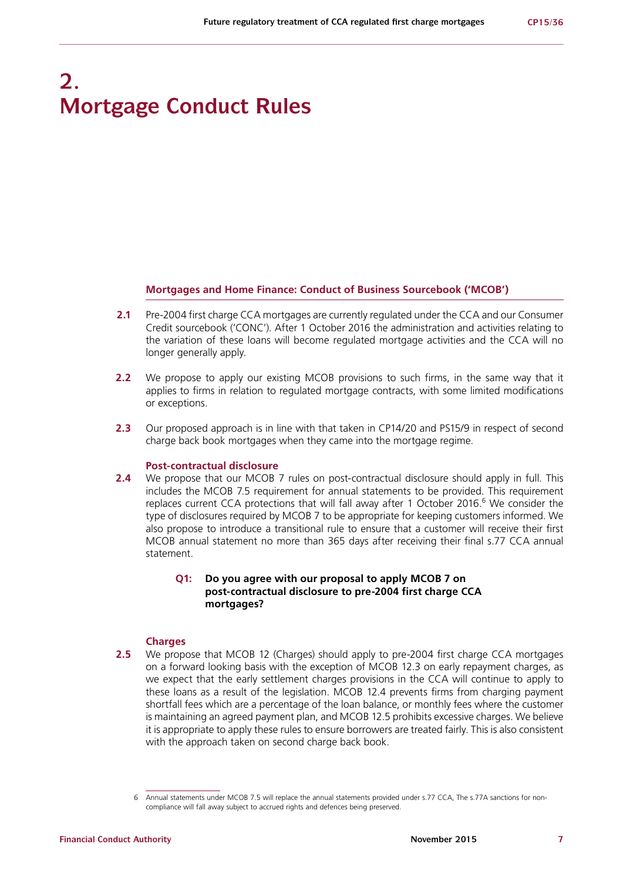# 2. Mortgage Conduct Rules

### Mortgages and Home Finance: Conduct of Business Sourcebook ('MCOB')

**2.1** Pre-2004 first charge CCA mortgages are currently regulated under the CCA and our Consumer Credit sourcebook ('CONC'). After 1 October 2016 the administration and activities relating to the variation of these loans will become regulated mortgage activities and the CCA will no longer generally apply.

**2.2** We propose to apply our existing MCOB provisions to such firms, in the same way that it applies to firms in relation to regulated mortgage contracts, with some limited modifications or exceptions.

**2.3** Our proposed approach is in line with that taken in CP14/20 and PS15/9 in respect of second charge back book mortgages when they came into the mortgage regime.

### Post-contractual disclosure

**2.4** We propose that our MCOB 7 rules on post-contractual disclosure should apply in full. This includes the MCOB 7.5 requirement for annual statements to be provided. This requirement replaces current CCA protections that will fall away after 1 October 2016.[6] We consider the type of disclosures required by MCOB 7 to be appropriate for keeping customers informed. We also propose to introduce a transitional rule to ensure that a customer will receive their first MCOB annual statement no more than 365 days after receiving their final s.77 CCA annual statement.

> **Q1: Do you agree with our proposal to apply MCOB 7 on post-contractual disclosure to pre-2004 first charge CCA mortgages?**

### Charges

**2.5** We propose that MCOB 12 (Charges) should apply to pre-2004 first charge CCA mortgages on a forward looking basis with the exception of MCOB 12.3 on early repayment charges, as we expect that the early settlement charges provisions in the CCA will continue to apply to these loans as a result of the legislation. MCOB 12.4 prevents firms from charging payment shortfall fees which are a percentage of the loan balance, or monthly fees where the customer is maintaining an agreed payment plan, and MCOB 12.5 prohibits excessive charges. We believe it is appropriate to apply these rules to ensure borrowers are treated fairly. This is also consistent with the approach taken on second charge back book.

---

6 Annual statements under MCOB 7.5 will replace the annual statements provided under s.77 CCA, The s.77A sanctions for non-compliance will fall away subject to accrued rights and defences being preserved.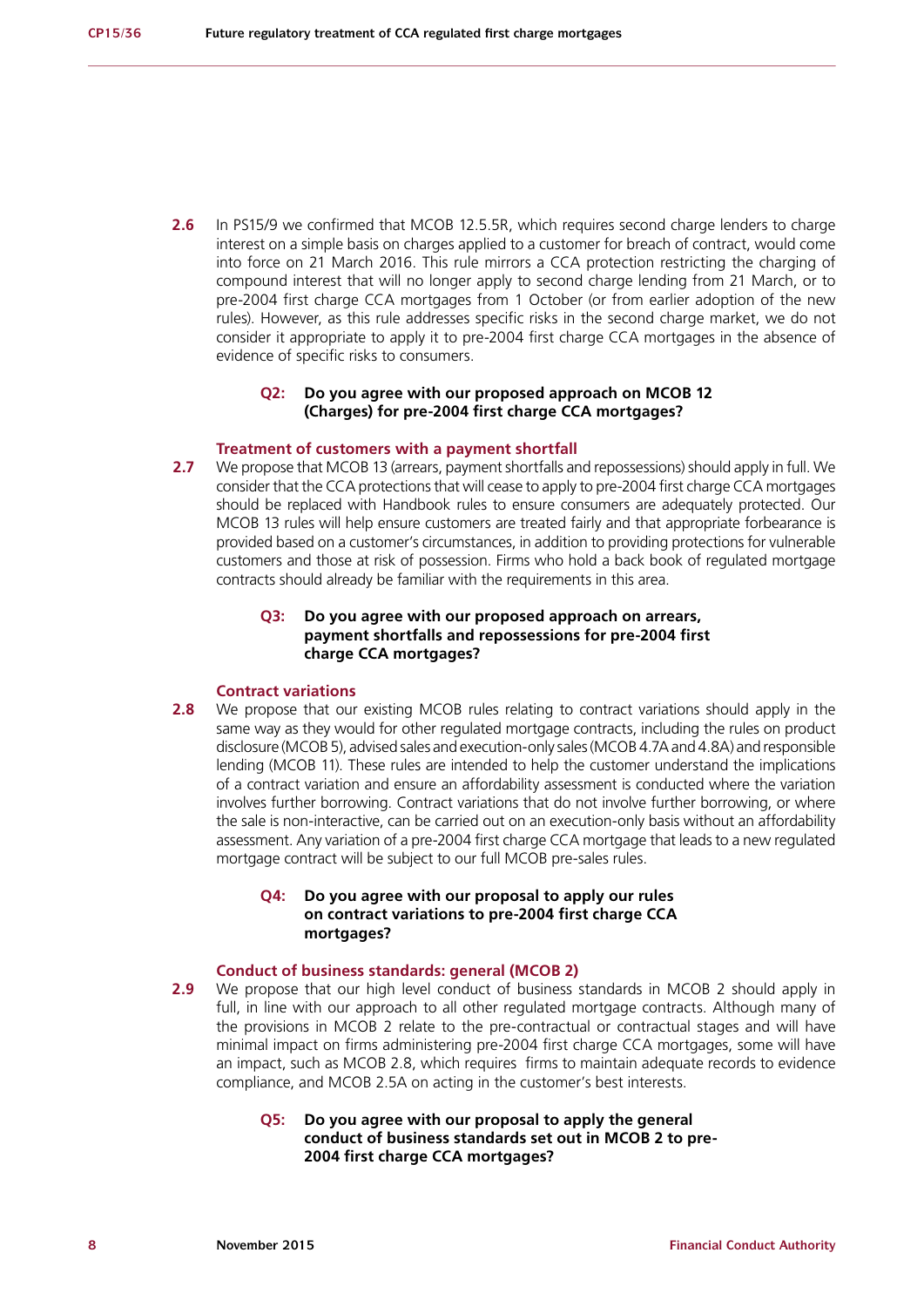**2.6** In PS15/9 we confirmed that MCOB 12.5.5R, which requires second charge lenders to charge interest on a simple basis on charges applied to a customer for breach of contract, would come into force on 21 March 2016. This rule mirrors a CCA protection restricting the charging of compound interest that will no longer apply to second charge lending from 21 March, or to pre-2004 first charge CCA mortgages from 1 October (or from earlier adoption of the new rules). However, as this rule addresses specific risks in the second charge market, we do not consider it appropriate to apply it to pre-2004 first charge CCA mortgages in the absence of evidence of specific risks to consumers.

> **Q2: Do you agree with our proposed approach on MCOB 12 (Charges) for pre-2004 first charge CCA mortgages?**

### Treatment of customers with a payment shortfall

**2.7** We propose that MCOB 13 (arrears, payment shortfalls and repossessions) should apply in full. We consider that the CCA protections that will cease to apply to pre-2004 first charge CCA mortgages should be replaced with Handbook rules to ensure consumers are adequately protected. Our MCOB 13 rules will help ensure customers are treated fairly and that appropriate forbearance is provided based on a customer's circumstances, in addition to providing protections for vulnerable customers and those at risk of possession. Firms who hold a back book of regulated mortgage contracts should already be familiar with the requirements in this area.

> **Q3: Do you agree with our proposed approach on arrears, payment shortfalls and repossessions for pre-2004 first charge CCA mortgages?**

### Contract variations

**2.8** We propose that our existing MCOB rules relating to contract variations should apply in the same way as they would for other regulated mortgage contracts, including the rules on product disclosure (MCOB 5), advised sales and execution-only sales (MCOB 4.7A and 4.8A) and responsible lending (MCOB 11). These rules are intended to help the customer understand the implications of a contract variation and ensure an affordability assessment is conducted where the variation involves further borrowing. Contract variations that do not involve further borrowing, or where the sale is non-interactive, can be carried out on an execution-only basis without an affordability assessment. Any variation of a pre-2004 first charge CCA mortgage that leads to a new regulated mortgage contract will be subject to our full MCOB pre-sales rules.

> **Q4: Do you agree with our proposal to apply our rules on contract variations to pre-2004 first charge CCA mortgages?**

### Conduct of business standards: general (MCOB 2)

**2.9** We propose that our high level conduct of business standards in MCOB 2 should apply in full, in line with our approach to all other regulated mortgage contracts. Although many of the provisions in MCOB 2 relate to the pre-contractual or contractual stages and will have minimal impact on firms administering pre-2004 first charge CCA mortgages, some will have an impact, such as MCOB 2.8, which requires firms to maintain adequate records to evidence compliance, and MCOB 2.5A on acting in the customer's best interests.

> **Q5: Do you agree with our proposal to apply the general conduct of business standards set out in MCOB 2 to pre-2004 first charge CCA mortgages?**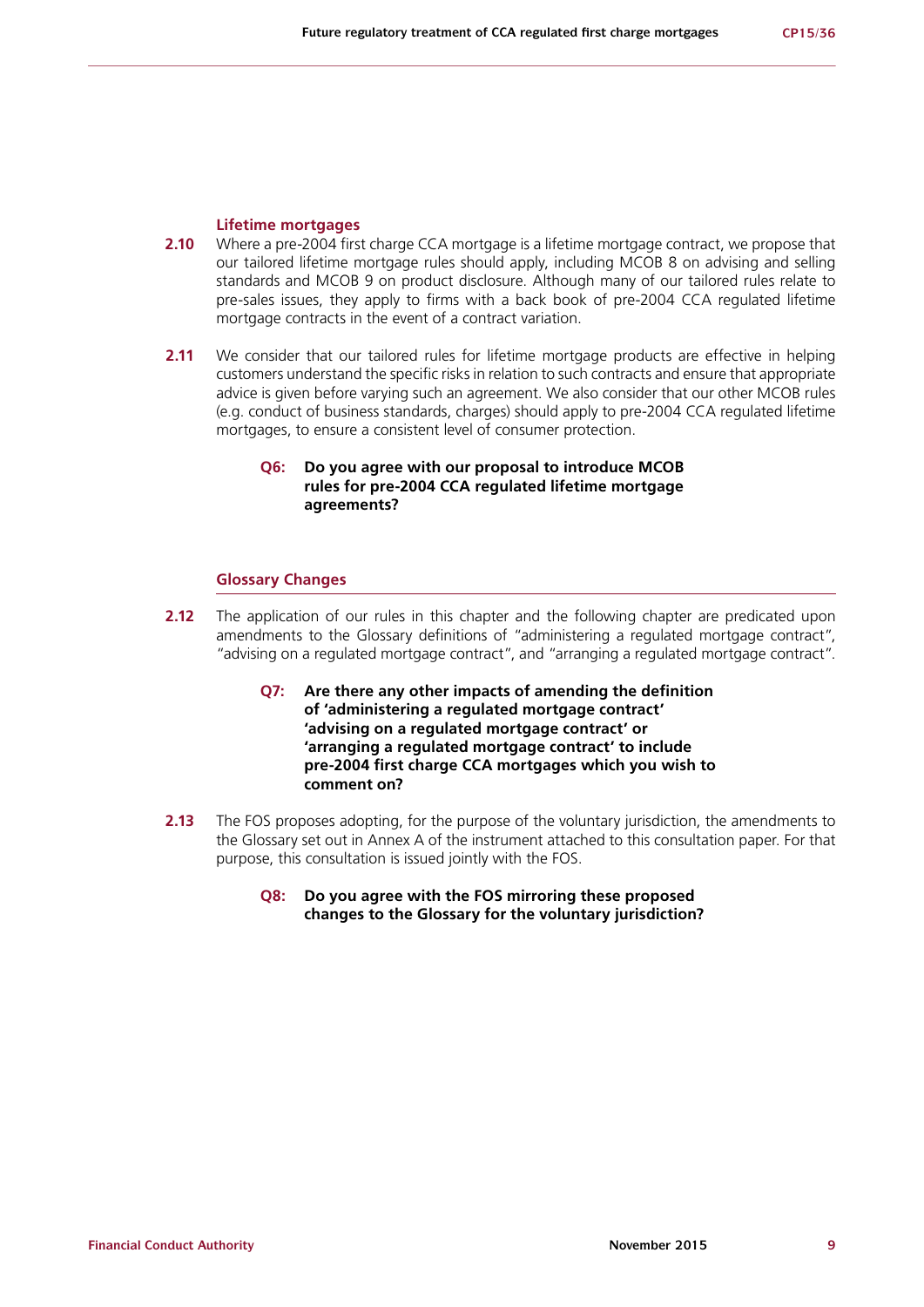### Lifetime mortgages

**2.10** Where a pre-2004 first charge CCA mortgage is a lifetime mortgage contract, we propose that our tailored lifetime mortgage rules should apply, including MCOB 8 on advising and selling standards and MCOB 9 on product disclosure. Although many of our tailored rules relate to pre-sales issues, they apply to firms with a back book of pre-2004 CCA regulated lifetime mortgage contracts in the event of a contract variation.

**2.11** We consider that our tailored rules for lifetime mortgage products are effective in helping customers understand the specific risks in relation to such contracts and ensure that appropriate advice is given before varying such an agreement. We also consider that our other MCOB rules (e.g. conduct of business standards, charges) should apply to pre-2004 CCA regulated lifetime mortgages, to ensure a consistent level of consumer protection.

> **Q6: Do you agree with our proposal to introduce MCOB rules for pre-2004 CCA regulated lifetime mortgage agreements?**

### Glossary Changes

**2.12** The application of our rules in this chapter and the following chapter are predicated upon amendments to the Glossary definitions of "administering a regulated mortgage contract", "advising on a regulated mortgage contract", and "arranging a regulated mortgage contract".

> **Q7: Are there any other impacts of amending the definition of 'administering a regulated mortgage contract' 'advising on a regulated mortgage contract' or 'arranging a regulated mortgage contract' to include pre-2004 first charge CCA mortgages which you wish to comment on?**

**2.13** The FOS proposes adopting, for the purpose of the voluntary jurisdiction, the amendments to the Glossary set out in Annex A of the instrument attached to this consultation paper. For that purpose, this consultation is issued jointly with the FOS.

> **Q8: Do you agree with the FOS mirroring these proposed changes to the Glossary for the voluntary jurisdiction?**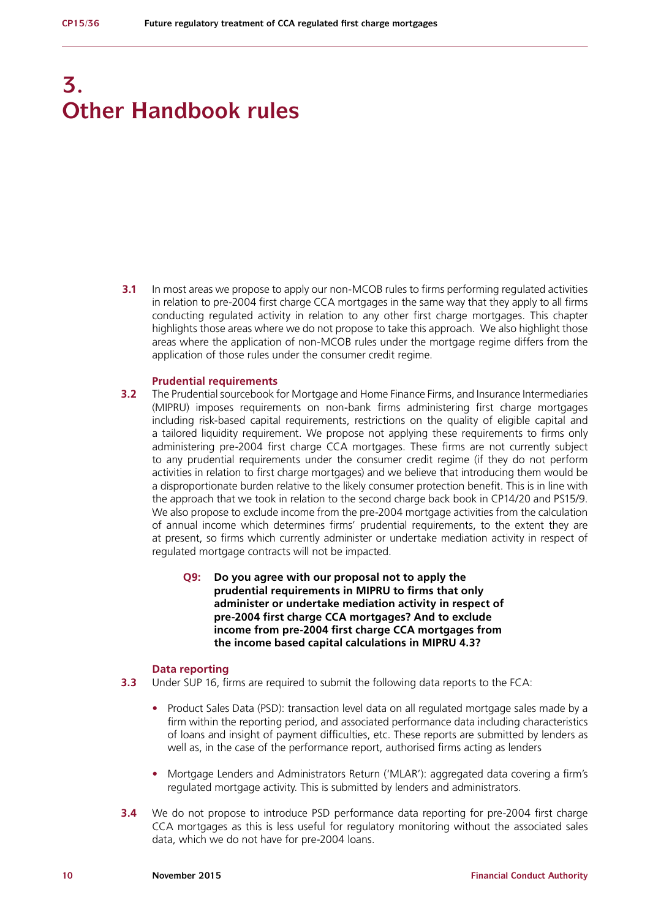# 3. Other Handbook rules

**3.1** In most areas we propose to apply our non-MCOB rules to firms performing regulated activities in relation to pre-2004 first charge CCA mortgages in the same way that they apply to all firms conducting regulated activity in relation to any other first charge mortgages. This chapter highlights those areas where we do not propose to take this approach. We also highlight those areas where the application of non-MCOB rules under the mortgage regime differs from the application of those rules under the consumer credit regime.

### Prudential requirements

**3.2** The Prudential sourcebook for Mortgage and Home Finance Firms, and Insurance Intermediaries (MIPRU) imposes requirements on non-bank firms administering first charge mortgages including risk-based capital requirements, restrictions on the quality of eligible capital and a tailored liquidity requirement. We propose not applying these requirements to firms only administering pre-2004 first charge CCA mortgages. These firms are not currently subject to any prudential requirements under the consumer credit regime (if they do not perform activities in relation to first charge mortgages) and we believe that introducing them would be a disproportionate burden relative to the likely consumer protection benefit. This is in line with the approach that we took in relation to the second charge back book in CP14/20 and PS15/9. We also propose to exclude income from the pre-2004 mortgage activities from the calculation of annual income which determines firms' prudential requirements, to the extent they are at present, so firms which currently administer or undertake mediation activity in respect of regulated mortgage contracts will not be impacted.

> **Q9: Do you agree with our proposal not to apply the prudential requirements in MIPRU to firms that only administer or undertake mediation activity in respect of pre-2004 first charge CCA mortgages? And to exclude income from pre-2004 first charge CCA mortgages from the income based capital calculations in MIPRU 4.3?**

### Data reporting

**3.3** Under SUP 16, firms are required to submit the following data reports to the FCA:

- Product Sales Data (PSD): transaction level data on all regulated mortgage sales made by a firm within the reporting period, and associated performance data including characteristics of loans and insight of payment difficulties, etc. These reports are submitted by lenders as well as, in the case of the performance report, authorised firms acting as lenders
- Mortgage Lenders and Administrators Return ('MLAR'): aggregated data covering a firm's regulated mortgage activity. This is submitted by lenders and administrators.

**3.4** We do not propose to introduce PSD performance data reporting for pre-2004 first charge CCA mortgages as this is less useful for regulatory monitoring without the associated sales data, which we do not have for pre-2004 loans.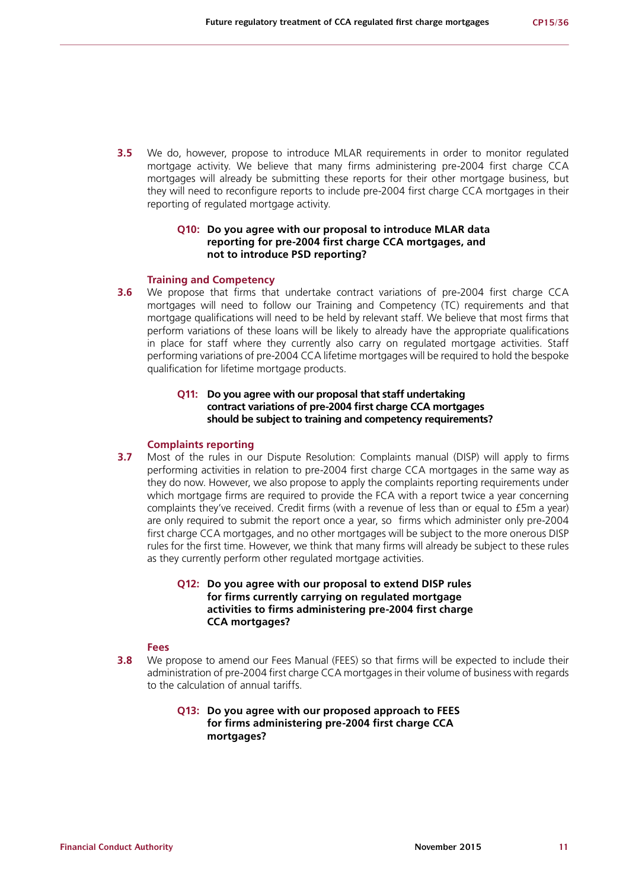**3.5** We do, however, propose to introduce MLAR requirements in order to monitor regulated mortgage activity. We believe that many firms administering pre-2004 first charge CCA mortgages will already be submitting these reports for their other mortgage business, but they will need to reconfigure reports to include pre-2004 first charge CCA mortgages in their reporting of regulated mortgage activity.

> **Q10: Do you agree with our proposal to introduce MLAR data reporting for pre-2004 first charge CCA mortgages, and not to introduce PSD reporting?**

### Training and Competency

**3.6** We propose that firms that undertake contract variations of pre-2004 first charge CCA mortgages will need to follow our Training and Competency (TC) requirements and that mortgage qualifications will need to be held by relevant staff. We believe that most firms that perform variations of these loans will be likely to already have the appropriate qualifications in place for staff where they currently also carry on regulated mortgage activities. Staff performing variations of pre-2004 CCA lifetime mortgages will be required to hold the bespoke qualification for lifetime mortgage products.

> **Q11: Do you agree with our proposal that staff undertaking contract variations of pre-2004 first charge CCA mortgages should be subject to training and competency requirements?**

### Complaints reporting

**3.7** Most of the rules in our Dispute Resolution: Complaints manual (DISP) will apply to firms performing activities in relation to pre-2004 first charge CCA mortgages in the same way as they do now. However, we also propose to apply the complaints reporting requirements under which mortgage firms are required to provide the FCA with a report twice a year concerning complaints they've received. Credit firms (with a revenue of less than or equal to £5m a year) are only required to submit the report once a year, so firms which administer only pre-2004 first charge CCA mortgages, and no other mortgages will be subject to the more onerous DISP rules for the first time. However, we think that many firms will already be subject to these rules as they currently perform other regulated mortgage activities.

> **Q12: Do you agree with our proposal to extend DISP rules for firms currently carrying on regulated mortgage activities to firms administering pre-2004 first charge CCA mortgages?**

### Fees

**3.8** We propose to amend our Fees Manual (FEES) so that firms will be expected to include their administration of pre-2004 first charge CCA mortgages in their volume of business with regards to the calculation of annual tariffs.

> **Q13: Do you agree with our proposed approach to FEES for firms administering pre-2004 first charge CCA mortgages?**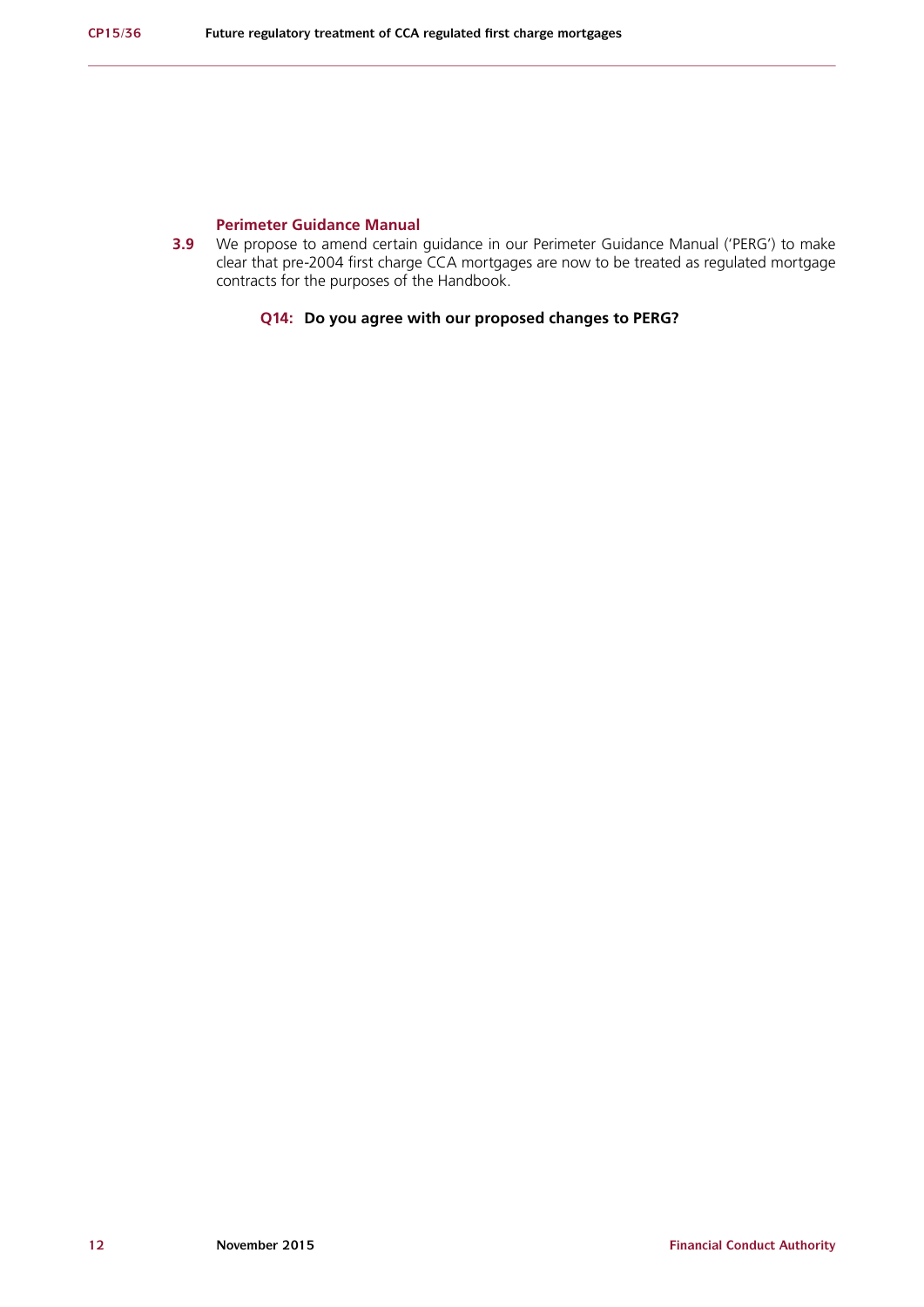### Perimeter Guidance Manual

**3.9** We propose to amend certain guidance in our Perimeter Guidance Manual ('PERG') to make clear that pre-2004 first charge CCA mortgages are now to be treated as regulated mortgage contracts for the purposes of the Handbook.

> **Q14: Do you agree with our proposed changes to PERG?**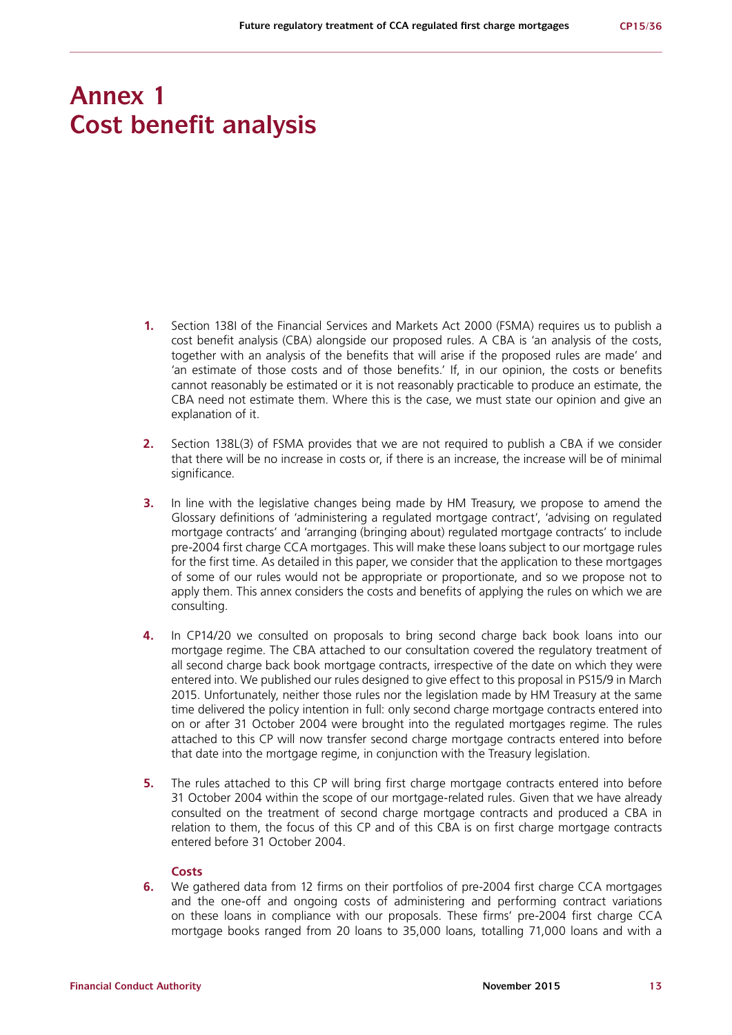# Annex 1
# Cost benefit analysis

1. Section 138I of the Financial Services and Markets Act 2000 (FSMA) requires us to publish a cost benefit analysis (CBA) alongside our proposed rules. A CBA is 'an analysis of the costs, together with an analysis of the benefits that will arise if the proposed rules are made' and 'an estimate of those costs and of those benefits.' If, in our opinion, the costs or benefits cannot reasonably be estimated or it is not reasonably practicable to produce an estimate, the CBA need not estimate them. Where this is the case, we must state our opinion and give an explanation of it.

2. Section 138L(3) of FSMA provides that we are not required to publish a CBA if we consider that there will be no increase in costs or, if there is an increase, the increase will be of minimal significance.

3. In line with the legislative changes being made by HM Treasury, we propose to amend the Glossary definitions of 'administering a regulated mortgage contract', 'advising on regulated mortgage contracts' and 'arranging (bringing about) regulated mortgage contracts' to include pre-2004 first charge CCA mortgages. This will make these loans subject to our mortgage rules for the first time. As detailed in this paper, we consider that the application to these mortgages of some of our rules would not be appropriate or proportionate, and so we propose not to apply them. This annex considers the costs and benefits of applying the rules on which we are consulting.

4. In CP14/20 we consulted on proposals to bring second charge back book loans into our mortgage regime. The CBA attached to our consultation covered the regulatory treatment of all second charge back book mortgage contracts, irrespective of the date on which they were entered into. We published our rules designed to give effect to this proposal in PS15/9 in March 2015. Unfortunately, neither those rules nor the legislation made by HM Treasury at the same time delivered the policy intention in full: only second charge mortgage contracts entered into on or after 31 October 2004 were brought into the regulated mortgages regime. The rules attached to this CP will now transfer second charge mortgage contracts entered into before that date into the mortgage regime, in conjunction with the Treasury legislation.

5. The rules attached to this CP will bring first charge mortgage contracts entered into before 31 October 2004 within the scope of our mortgage-related rules. Given that we have already consulted on the treatment of second charge mortgage contracts and produced a CBA in relation to them, the focus of this CP and of this CBA is on first charge mortgage contracts entered before 31 October 2004.

### Costs

6. We gathered data from 12 firms on their portfolios of pre-2004 first charge CCA mortgages and the one-off and ongoing costs of administering and performing contract variations on these loans in compliance with our proposals. These firms' pre-2004 first charge CCA mortgage books ranged from 20 loans to 35,000 loans, totalling 71,000 loans and with a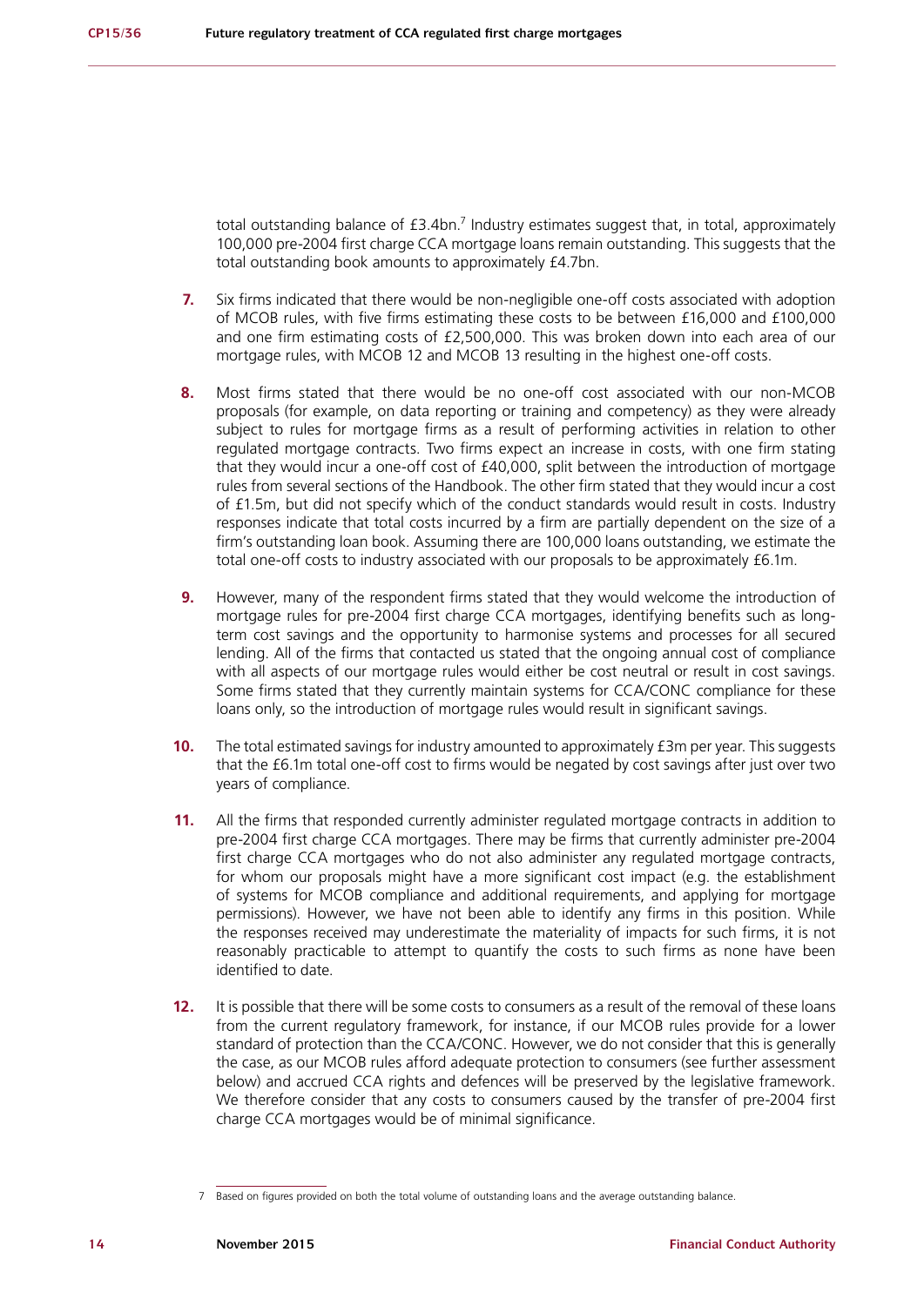total outstanding balance of £3.4bn.[7] Industry estimates suggest that, in total, approximately 100,000 pre-2004 first charge CCA mortgage loans remain outstanding. This suggests that the total outstanding book amounts to approximately £4.7bn.

**7.** Six firms indicated that there would be non-negligible one-off costs associated with adoption of MCOB rules, with five firms estimating these costs to be between £16,000 and £100,000 and one firm estimating costs of £2,500,000. This was broken down into each area of our mortgage rules, with MCOB 12 and MCOB 13 resulting in the highest one-off costs.

**8.** Most firms stated that there would be no one-off cost associated with our non-MCOB proposals (for example, on data reporting or training and competency) as they were already subject to rules for mortgage firms as a result of performing activities in relation to other regulated mortgage contracts. Two firms expect an increase in costs, with one firm stating that they would incur a one-off cost of £40,000, split between the introduction of mortgage rules from several sections of the Handbook. The other firm stated that they would incur a cost of £1.5m, but did not specify which of the conduct standards would result in costs. Industry responses indicate that total costs incurred by a firm are partially dependent on the size of a firm's outstanding loan book. Assuming there are 100,000 loans outstanding, we estimate the total one-off costs to industry associated with our proposals to be approximately £6.1m.

**9.** However, many of the respondent firms stated that they would welcome the introduction of mortgage rules for pre-2004 first charge CCA mortgages, identifying benefits such as long-term cost savings and the opportunity to harmonise systems and processes for all secured lending. All of the firms that contacted us stated that the ongoing annual cost of compliance with all aspects of our mortgage rules would either be cost neutral or result in cost savings. Some firms stated that they currently maintain systems for CCA/CONC compliance for these loans only, so the introduction of mortgage rules would result in significant savings.

**10.** The total estimated savings for industry amounted to approximately £3m per year. This suggests that the £6.1m total one-off cost to firms would be negated by cost savings after just over two years of compliance.

**11.** All the firms that responded currently administer regulated mortgage contracts in addition to pre-2004 first charge CCA mortgages. There may be firms that currently administer pre-2004 first charge CCA mortgages who do not also administer any regulated mortgage contracts, for whom our proposals might have a more significant cost impact (e.g. the establishment of systems for MCOB compliance and additional requirements, and applying for mortgage permissions). However, we have not been able to identify any firms in this position. While the responses received may underestimate the materiality of impacts for such firms, it is not reasonably practicable to attempt to quantify the costs to such firms as none have been identified to date.

**12.** It is possible that there will be some costs to consumers as a result of the removal of these loans from the current regulatory framework, for instance, if our MCOB rules provide for a lower standard of protection than the CCA/CONC. However, we do not consider that this is generally the case, as our MCOB rules afford adequate protection to consumers (see further assessment below) and accrued CCA rights and defences will be preserved by the legislative framework. We therefore consider that any costs to consumers caused by the transfer of pre-2004 first charge CCA mortgages would be of minimal significance.

[7] Based on figures provided on both the total volume of outstanding loans and the average outstanding balance.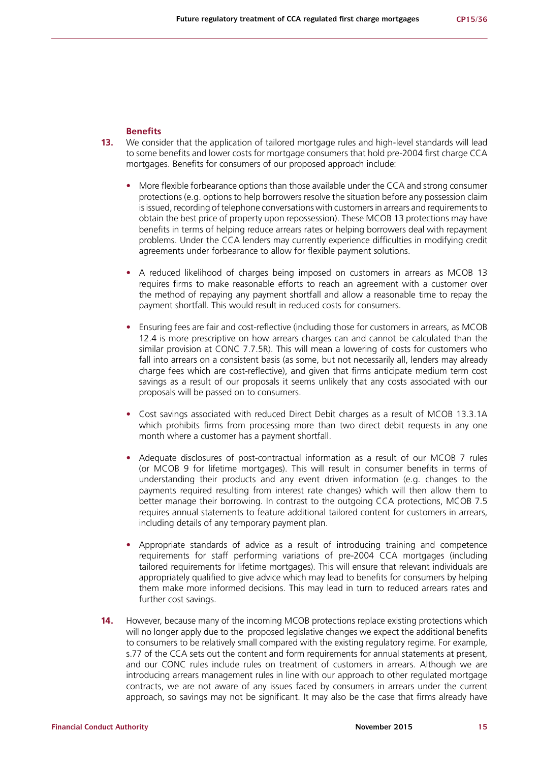### Benefits

**13.** We consider that the application of tailored mortgage rules and high-level standards will lead to some benefits and lower costs for mortgage consumers that hold pre-2004 first charge CCA mortgages. Benefits for consumers of our proposed approach include:

- More flexible forbearance options than those available under the CCA and strong consumer protections (e.g. options to help borrowers resolve the situation before any possession claim is issued, recording of telephone conversations with customers in arrears and requirements to obtain the best price of property upon repossession). These MCOB 13 protections may have benefits in terms of helping reduce arrears rates or helping borrowers deal with repayment problems. Under the CCA lenders may currently experience difficulties in modifying credit agreements under forbearance to allow for flexible payment solutions.
- A reduced likelihood of charges being imposed on customers in arrears as MCOB 13 requires firms to make reasonable efforts to reach an agreement with a customer over the method of repaying any payment shortfall and allow a reasonable time to repay the payment shortfall. This would result in reduced costs for consumers.
- Ensuring fees are fair and cost-reflective (including those for customers in arrears, as MCOB 12.4 is more prescriptive on how arrears charges can and cannot be calculated than the similar provision at CONC 7.7.5R). This will mean a lowering of costs for customers who fall into arrears on a consistent basis (as some, but not necessarily all, lenders may already charge fees which are cost-reflective), and given that firms anticipate medium term cost savings as a result of our proposals it seems unlikely that any costs associated with our proposals will be passed on to consumers.
- Cost savings associated with reduced Direct Debit charges as a result of MCOB 13.3.1A which prohibits firms from processing more than two direct debit requests in any one month where a customer has a payment shortfall.
- Adequate disclosures of post-contractual information as a result of our MCOB 7 rules (or MCOB 9 for lifetime mortgages). This will result in consumer benefits in terms of understanding their products and any event driven information (e.g. changes to the payments required resulting from interest rate changes) which will then allow them to better manage their borrowing. In contrast to the outgoing CCA protections, MCOB 7.5 requires annual statements to feature additional tailored content for customers in arrears, including details of any temporary payment plan.
- Appropriate standards of advice as a result of introducing training and competence requirements for staff performing variations of pre-2004 CCA mortgages (including tailored requirements for lifetime mortgages). This will ensure that relevant individuals are appropriately qualified to give advice which may lead to benefits for consumers by helping them make more informed decisions. This may lead in turn to reduced arrears rates and further cost savings.

**14.** However, because many of the incoming MCOB protections replace existing protections which will no longer apply due to the proposed legislative changes we expect the additional benefits to consumers to be relatively small compared with the existing regulatory regime. For example, s.77 of the CCA sets out the content and form requirements for annual statements at present, and our CONC rules include rules on treatment of customers in arrears. Although we are introducing arrears management rules in line with our approach to other regulated mortgage contracts, we are not aware of any issues faced by consumers in arrears under the current approach, so savings may not be significant. It may also be the case that firms already have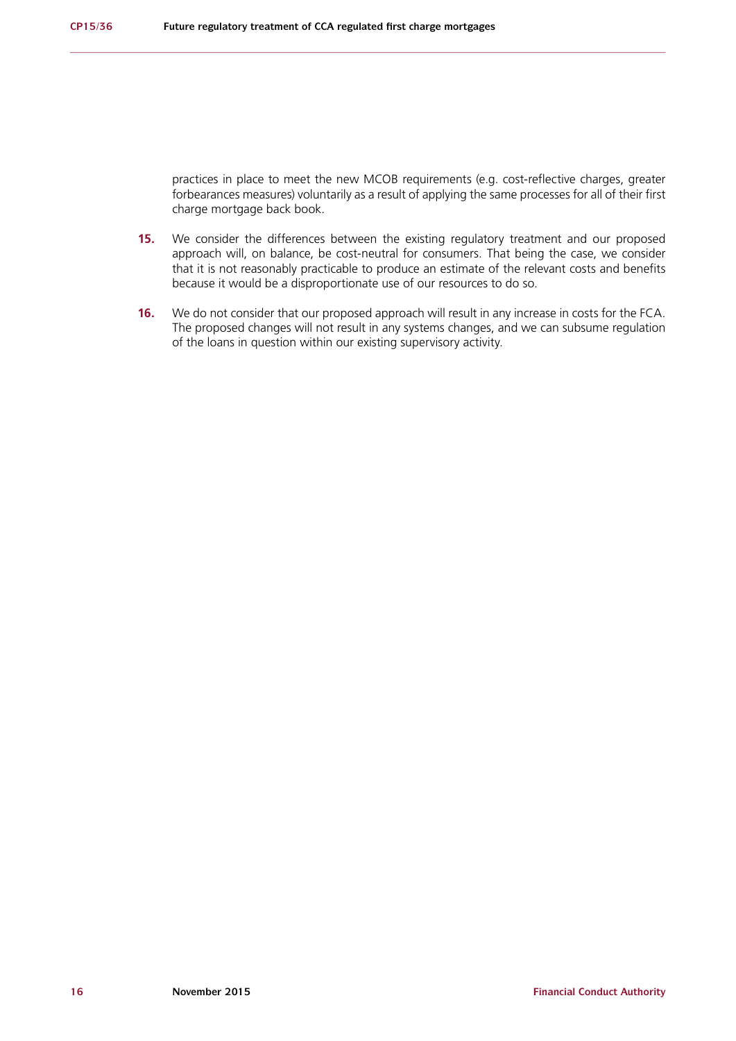practices in place to meet the new MCOB requirements (e.g. cost-reflective charges, greater forbearances measures) voluntarily as a result of applying the same processes for all of their first charge mortgage back book.

**15.** We consider the differences between the existing regulatory treatment and our proposed approach will, on balance, be cost-neutral for consumers. That being the case, we consider that it is not reasonably practicable to produce an estimate of the relevant costs and benefits because it would be a disproportionate use of our resources to do so.

**16.** We do not consider that our proposed approach will result in any increase in costs for the FCA. The proposed changes will not result in any systems changes, and we can subsume regulation of the loans in question within our existing supervisory activity.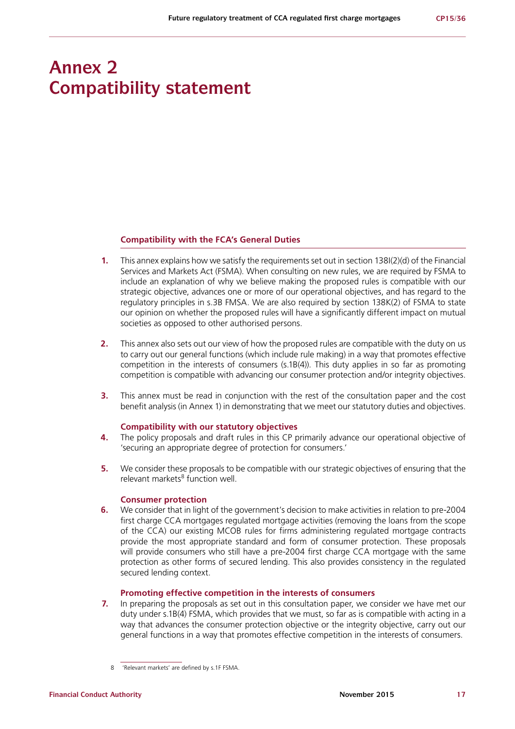# Annex 2
# Compatibility statement

### Compatibility with the FCA's General Duties

1. This annex explains how we satisfy the requirements set out in section 138I(2)(d) of the Financial Services and Markets Act (FSMA). When consulting on new rules, we are required by FSMA to include an explanation of why we believe making the proposed rules is compatible with our strategic objective, advances one or more of our operational objectives, and has regard to the regulatory principles in s.3B FMSA. We are also required by section 138K(2) of FSMA to state our opinion on whether the proposed rules will have a significantly different impact on mutual societies as opposed to other authorised persons.

2. This annex also sets out our view of how the proposed rules are compatible with the duty on us to carry out our general functions (which include rule making) in a way that promotes effective competition in the interests of consumers (s.1B(4)). This duty applies in so far as promoting competition is compatible with advancing our consumer protection and/or integrity objectives.

3. This annex must be read in conjunction with the rest of the consultation paper and the cost benefit analysis (in Annex 1) in demonstrating that we meet our statutory duties and objectives.

### Compatibility with our statutory objectives

4. The policy proposals and draft rules in this CP primarily advance our operational objective of 'securing an appropriate degree of protection for consumers.'

5. We consider these proposals to be compatible with our strategic objectives of ensuring that the relevant markets[8] function well.

### Consumer protection

6. We consider that in light of the government's decision to make activities in relation to pre-2004 first charge CCA mortgages regulated mortgage activities (removing the loans from the scope of the CCA) our existing MCOB rules for firms administering regulated mortgage contracts provide the most appropriate standard and form of consumer protection. These proposals will provide consumers who still have a pre-2004 first charge CCA mortgage with the same protection as other forms of secured lending. This also provides consistency in the regulated secured lending context.

### Promoting effective competition in the interests of consumers

7. In preparing the proposals as set out in this consultation paper, we consider we have met our duty under s.1B(4) FSMA, which provides that we must, so far as is compatible with acting in a way that advances the consumer protection objective or the integrity objective, carry out our general functions in a way that promotes effective competition in the interests of consumers.

---

8 'Relevant markets' are defined by s.1F FSMA.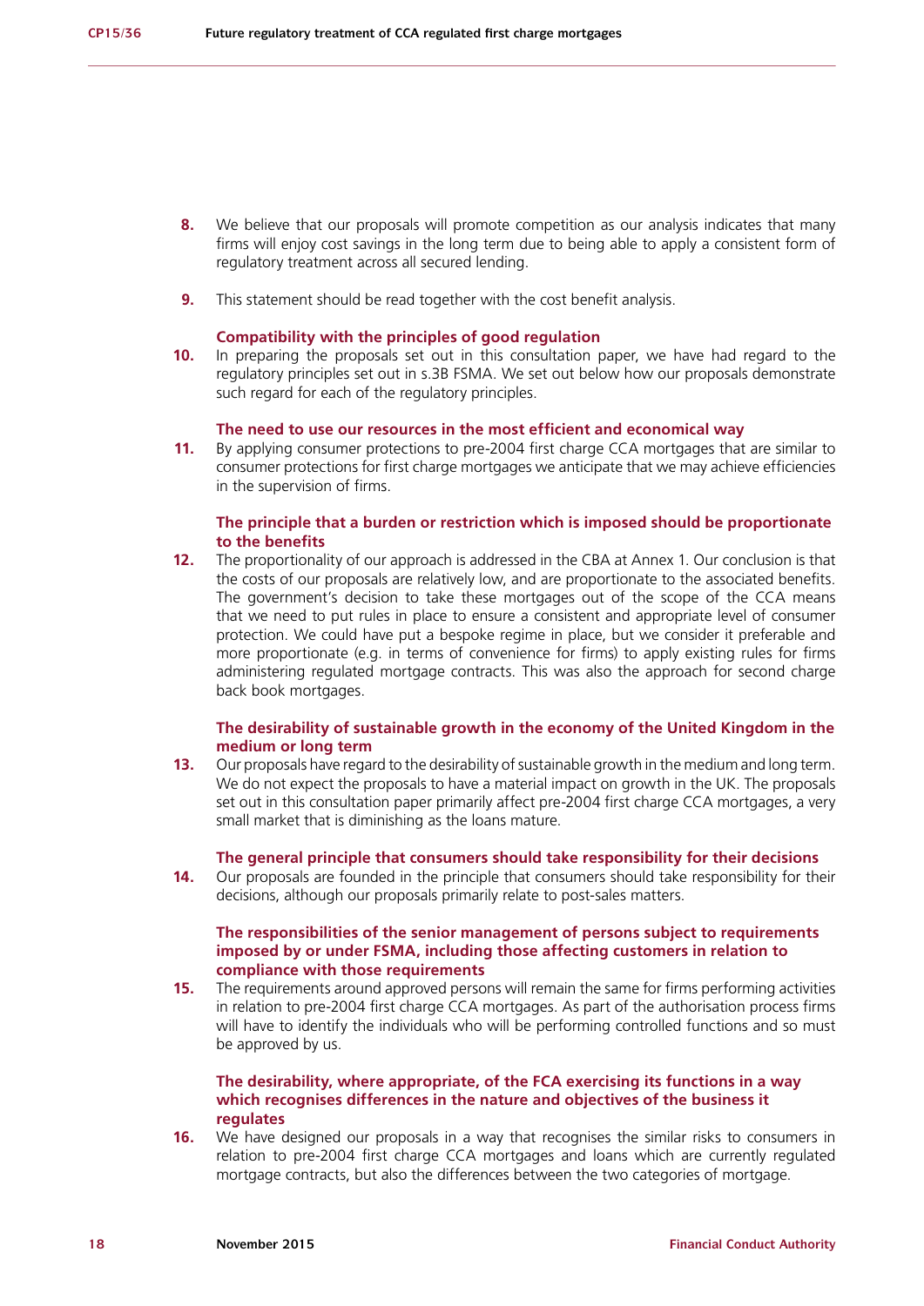8. We believe that our proposals will promote competition as our analysis indicates that many firms will enjoy cost savings in the long term due to being able to apply a consistent form of regulatory treatment across all secured lending.

9. This statement should be read together with the cost benefit analysis.

### Compatibility with the principles of good regulation

10. In preparing the proposals set out in this consultation paper, we have had regard to the regulatory principles set out in s.3B FSMA. We set out below how our proposals demonstrate such regard for each of the regulatory principles.

### The need to use our resources in the most efficient and economical way

11. By applying consumer protections to pre-2004 first charge CCA mortgages that are similar to consumer protections for first charge mortgages we anticipate that we may achieve efficiencies in the supervision of firms.

### The principle that a burden or restriction which is imposed should be proportionate to the benefits

12. The proportionality of our approach is addressed in the CBA at Annex 1. Our conclusion is that the costs of our proposals are relatively low, and are proportionate to the associated benefits. The government's decision to take these mortgages out of the scope of the CCA means that we need to put rules in place to ensure a consistent and appropriate level of consumer protection. We could have put a bespoke regime in place, but we consider it preferable and more proportionate (e.g. in terms of convenience for firms) to apply existing rules for firms administering regulated mortgage contracts. This was also the approach for second charge back book mortgages.

### The desirability of sustainable growth in the economy of the United Kingdom in the medium or long term

13. Our proposals have regard to the desirability of sustainable growth in the medium and long term. We do not expect the proposals to have a material impact on growth in the UK. The proposals set out in this consultation paper primarily affect pre-2004 first charge CCA mortgages, a very small market that is diminishing as the loans mature.

### The general principle that consumers should take responsibility for their decisions

14. Our proposals are founded in the principle that consumers should take responsibility for their decisions, although our proposals primarily relate to post-sales matters.

### The responsibilities of the senior management of persons subject to requirements imposed by or under FSMA, including those affecting customers in relation to compliance with those requirements

15. The requirements around approved persons will remain the same for firms performing activities in relation to pre-2004 first charge CCA mortgages. As part of the authorisation process firms will have to identify the individuals who will be performing controlled functions and so must be approved by us.

### The desirability, where appropriate, of the FCA exercising its functions in a way which recognises differences in the nature and objectives of the business it regulates

16. We have designed our proposals in a way that recognises the similar risks to consumers in relation to pre-2004 first charge CCA mortgages and loans which are currently regulated mortgage contracts, but also the differences between the two categories of mortgage.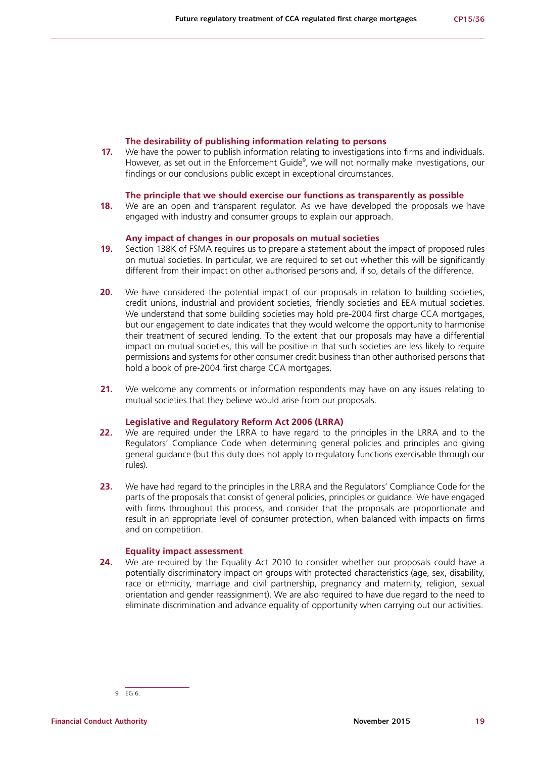### The desirability of publishing information relating to persons

**17.** We have the power to publish information relating to investigations into firms and individuals. However, as set out in the Enforcement Guide[9], we will not normally make investigations, our findings or our conclusions public except in exceptional circumstances.

### The principle that we should exercise our functions as transparently as possible

**18.** We are an open and transparent regulator. As we have developed the proposals we have engaged with industry and consumer groups to explain our approach.

### Any impact of changes in our proposals on mutual societies

**19.** Section 138K of FSMA requires us to prepare a statement about the impact of proposed rules on mutual societies. In particular, we are required to set out whether this will be significantly different from their impact on other authorised persons and, if so, details of the difference.

**20.** We have considered the potential impact of our proposals in relation to building societies, credit unions, industrial and provident societies, friendly societies and EEA mutual societies. We understand that some building societies may hold pre-2004 first charge CCA mortgages, but our engagement to date indicates that they would welcome the opportunity to harmonise their treatment of secured lending. To the extent that our proposals may have a differential impact on mutual societies, this will be positive in that such societies are less likely to require permissions and systems for other consumer credit business than other authorised persons that hold a book of pre-2004 first charge CCA mortgages.

**21.** We welcome any comments or information respondents may have on any issues relating to mutual societies that they believe would arise from our proposals.

### Legislative and Regulatory Reform Act 2006 (LRRA)

**22.** We are required under the LRRA to have regard to the principles in the LRRA and to the Regulators' Compliance Code when determining general policies and principles and giving general guidance (but this duty does not apply to regulatory functions exercisable through our rules).

**23.** We have had regard to the principles in the LRRA and the Regulators' Compliance Code for the parts of the proposals that consist of general policies, principles or guidance. We have engaged with firms throughout this process, and consider that the proposals are proportionate and result in an appropriate level of consumer protection, when balanced with impacts on firms and on competition.

### Equality impact assessment

**24.** We are required by the Equality Act 2010 to consider whether our proposals could have a potentially discriminatory impact on groups with protected characteristics (age, sex, disability, race or ethnicity, marriage and civil partnership, pregnancy and maternity, religion, sexual orientation and gender reassignment). We are also required to have due regard to the need to eliminate discrimination and advance equality of opportunity when carrying out our activities.

---

9 EG 6.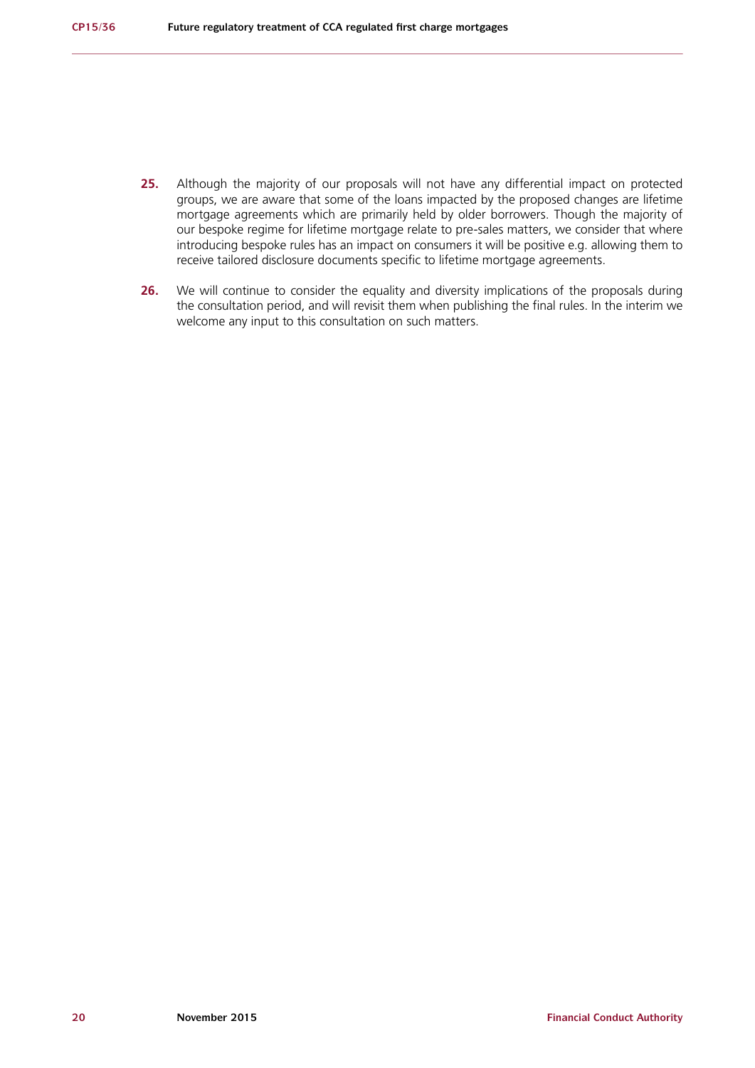**25.** Although the majority of our proposals will not have any differential impact on protected groups, we are aware that some of the loans impacted by the proposed changes are lifetime mortgage agreements which are primarily held by older borrowers. Though the majority of our bespoke regime for lifetime mortgage relate to pre-sales matters, we consider that where introducing bespoke rules has an impact on consumers it will be positive e.g. allowing them to receive tailored disclosure documents specific to lifetime mortgage agreements.

**26.** We will continue to consider the equality and diversity implications of the proposals during the consultation period, and will revisit them when publishing the final rules. In the interim we welcome any input to this consultation on such matters.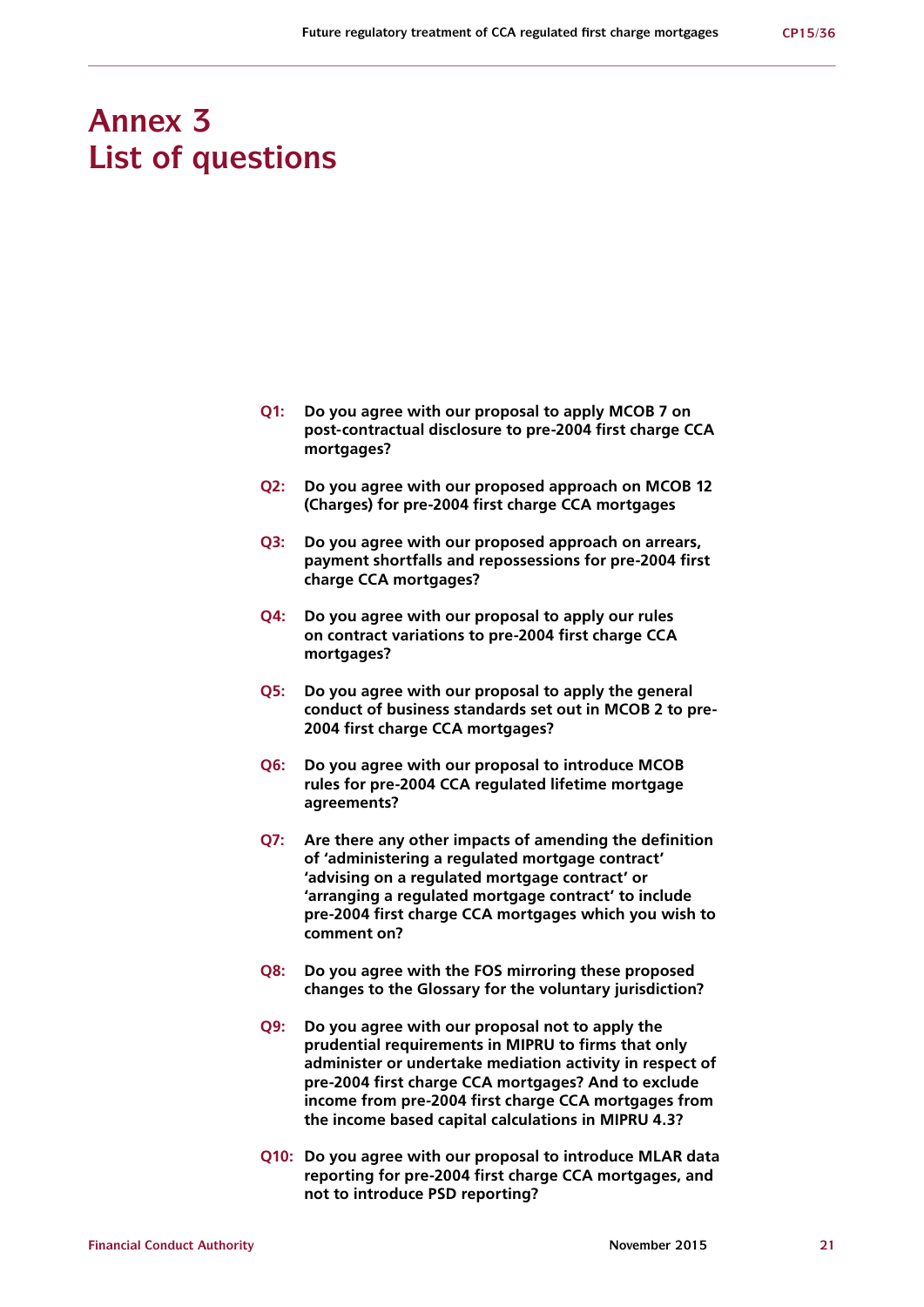# Annex 3
# List of questions

**Q1:** **Do you agree with our proposal to apply MCOB 7 on post-contractual disclosure to pre-2004 first charge CCA mortgages?**

**Q2:** **Do you agree with our proposed approach on MCOB 12 (Charges) for pre-2004 first charge CCA mortgages**

**Q3:** **Do you agree with our proposed approach on arrears, payment shortfalls and repossessions for pre-2004 first charge CCA mortgages?**

**Q4:** **Do you agree with our proposal to apply our rules on contract variations to pre-2004 first charge CCA mortgages?**

**Q5:** **Do you agree with our proposal to apply the general conduct of business standards set out in MCOB 2 to pre-2004 first charge CCA mortgages?**

**Q6:** **Do you agree with our proposal to introduce MCOB rules for pre-2004 CCA regulated lifetime mortgage agreements?**

**Q7:** **Are there any other impacts of amending the definition of 'administering a regulated mortgage contract' 'advising on a regulated mortgage contract' or 'arranging a regulated mortgage contract' to include pre-2004 first charge CCA mortgages which you wish to comment on?**

**Q8:** **Do you agree with the FOS mirroring these proposed changes to the Glossary for the voluntary jurisdiction?**

**Q9:** **Do you agree with our proposal not to apply the prudential requirements in MIPRU to firms that only administer or undertake mediation activity in respect of pre-2004 first charge CCA mortgages? And to exclude income from pre-2004 first charge CCA mortgages from the income based capital calculations in MIPRU 4.3?**

**Q10:** **Do you agree with our proposal to introduce MLAR data reporting for pre-2004 first charge CCA mortgages, and not to introduce PSD reporting?**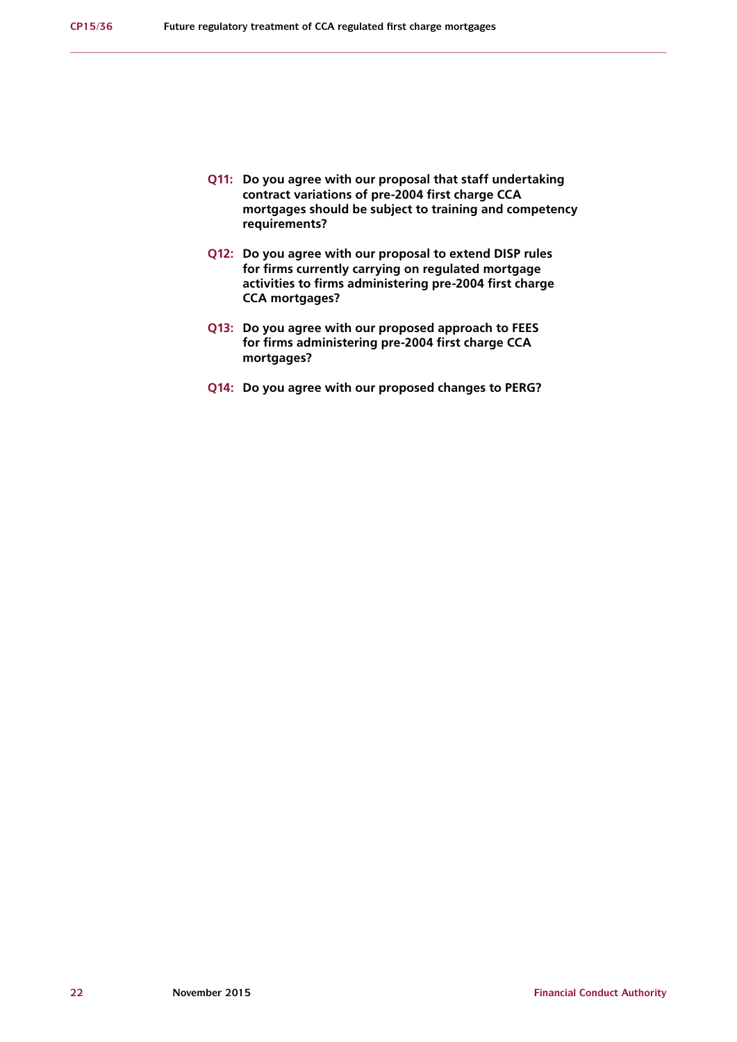**Q11: Do you agree with our proposal that staff undertaking contract variations of pre-2004 first charge CCA mortgages should be subject to training and competency requirements?**

**Q12: Do you agree with our proposal to extend DISP rules for firms currently carrying on regulated mortgage activities to firms administering pre-2004 first charge CCA mortgages?**

**Q13: Do you agree with our proposed approach to FEES for firms administering pre-2004 first charge CCA mortgages?**

**Q14: Do you agree with our proposed changes to PERG?**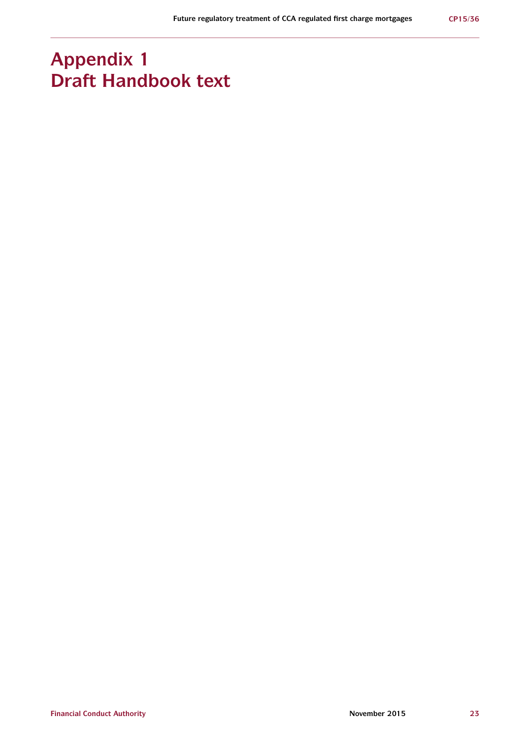# Appendix 1
# Draft Handbook text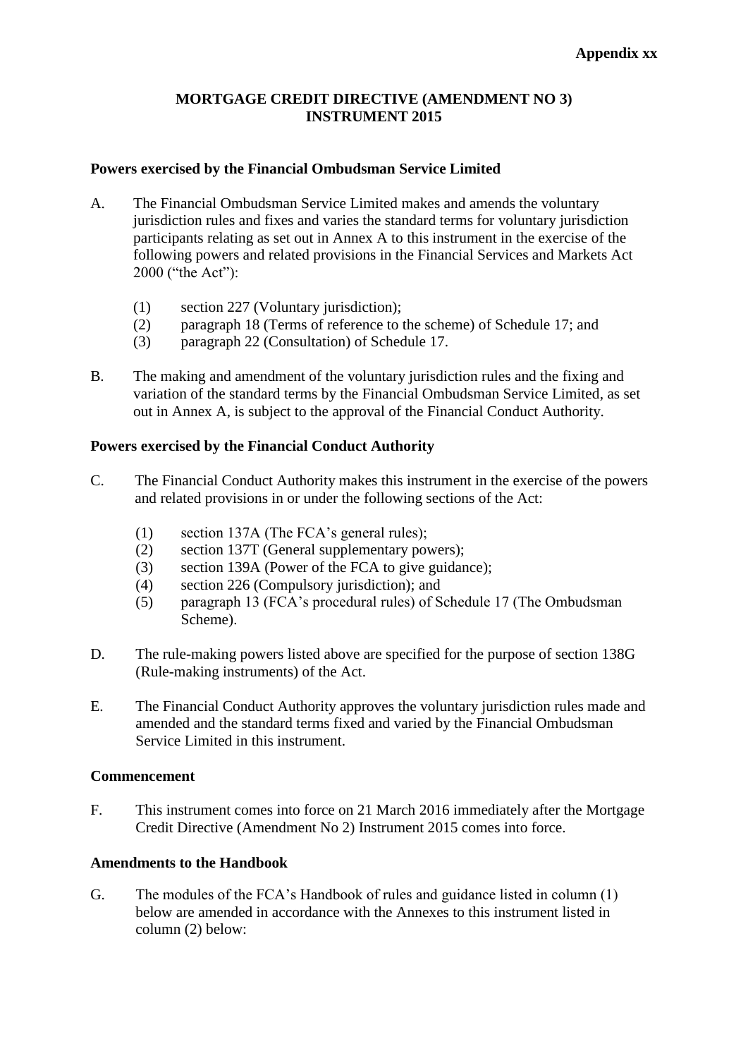**Appendix xx**

# MORTGAGE CREDIT DIRECTIVE (AMENDMENT NO 3) INSTRUMENT 2015

## Powers exercised by the Financial Ombudsman Service Limited

A. The Financial Ombudsman Service Limited makes and amends the voluntary jurisdiction rules and fixes and varies the standard terms for voluntary jurisdiction participants relating as set out in Annex A to this instrument in the exercise of the following powers and related provisions in the Financial Services and Markets Act 2000 ("the Act"):

  (1) section 227 (Voluntary jurisdiction);
  (2) paragraph 18 (Terms of reference to the scheme) of Schedule 17; and
  (3) paragraph 22 (Consultation) of Schedule 17.

B. The making and amendment of the voluntary jurisdiction rules and the fixing and variation of the standard terms by the Financial Ombudsman Service Limited, as set out in Annex A, is subject to the approval of the Financial Conduct Authority.

## Powers exercised by the Financial Conduct Authority

C. The Financial Conduct Authority makes this instrument in the exercise of the powers and related provisions in or under the following sections of the Act:

  (1) section 137A (The FCA's general rules);
  (2) section 137T (General supplementary powers);
  (3) section 139A (Power of the FCA to give guidance);
  (4) section 226 (Compulsory jurisdiction); and
  (5) paragraph 13 (FCA's procedural rules) of Schedule 17 (The Ombudsman Scheme).

D. The rule-making powers listed above are specified for the purpose of section 138G (Rule-making instruments) of the Act.

E. The Financial Conduct Authority approves the voluntary jurisdiction rules made and amended and the standard terms fixed and varied by the Financial Ombudsman Service Limited in this instrument.

## Commencement

F. This instrument comes into force on 21 March 2016 immediately after the Mortgage Credit Directive (Amendment No 2) Instrument 2015 comes into force.

## Amendments to the Handbook

G. The modules of the FCA's Handbook of rules and guidance listed in column (1) below are amended in accordance with the Annexes to this instrument listed in column (2) below: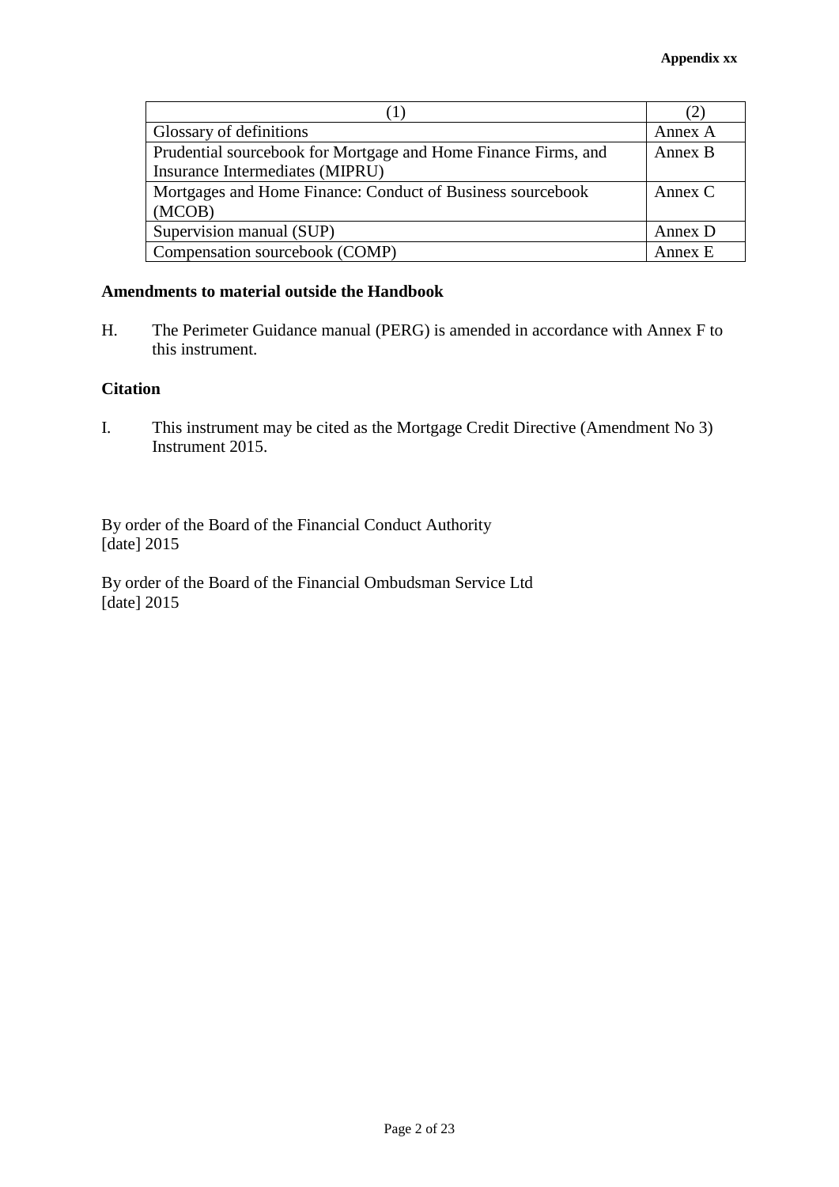| (1) | (2) |
| --- | --- |
| Glossary of definitions | Annex A |
| Prudential sourcebook for Mortgage and Home Finance Firms, and Insurance Intermediates (MIPRU) | Annex B |
| Mortgages and Home Finance: Conduct of Business sourcebook (MCOB) | Annex C |
| Supervision manual (SUP) | Annex D |
| Compensation sourcebook (COMP) | Annex E |

**Amendments to material outside the Handbook**

H. The Perimeter Guidance manual (PERG) is amended in accordance with Annex F to this instrument.

**Citation**

I. This instrument may be cited as the Mortgage Credit Directive (Amendment No 3) Instrument 2015.

By order of the Board of the Financial Conduct Authority
[date] 2015

By order of the Board of the Financial Ombudsman Service Ltd
[date] 2015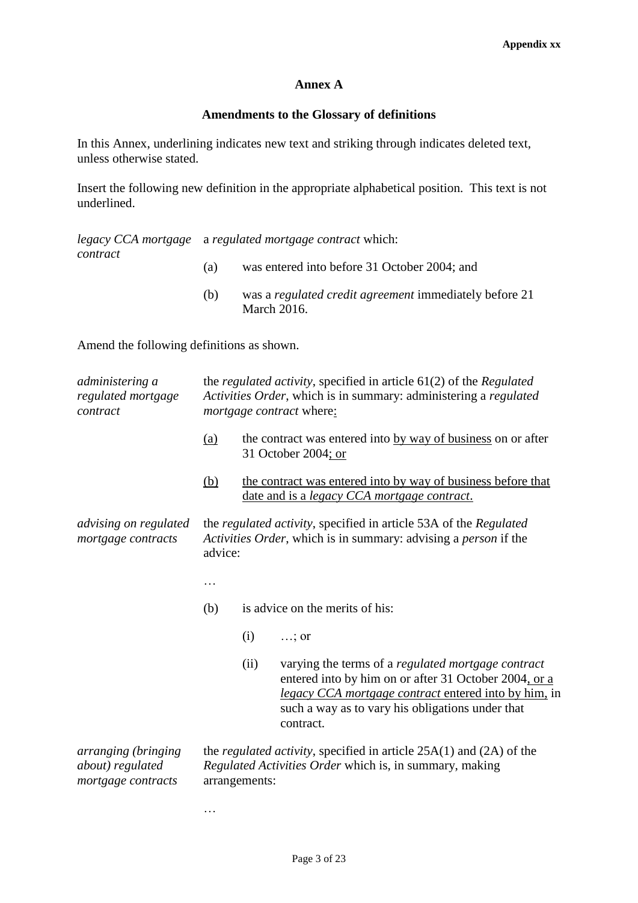**Appendix xx**

## Annex A

### Amendments to the Glossary of definitions

In this Annex, underlining indicates new text and striking through indicates deleted text, unless otherwise stated.

Insert the following new definition in the appropriate alphabetical position. This text is not underlined.

*legacy CCA mortgage contract* — a *regulated mortgage contract* which:

(a) was entered into before 31 October 2004; and

(b) was a *regulated credit agreement* immediately before 21 March 2016.

Amend the following definitions as shown.

*administering a regulated mortgage contract* — the *regulated activity*, specified in article 61(2) of the *Regulated Activities Order*, which is in summary: administering a *regulated mortgage contract* where<u>:</u>

<u>(a)</u> the contract was entered into <u>by way of business</u> on or after 31 October 2004<u>; or</u>

<u>(b)</u> <u>the contract was entered into by way of business before that date and is a *legacy CCA mortgage contract*.</u>

*advising on regulated mortgage contracts* — the *regulated activity*, specified in article 53A of the *Regulated Activities Order*, which is in summary: advising a *person* if the advice:

…

(b) is advice on the merits of his:

(i) …; or

(ii) varying the terms of a *regulated mortgage contract* entered into by him on or after 31 October 2004<u>, or a *legacy CCA mortgage contract* entered into by him,</u> in such a way as to vary his obligations under that contract.

*arranging (bringing about) regulated mortgage contracts* — the *regulated activity*, specified in article 25A(1) and (2A) of the *Regulated Activities Order* which is, in summary, making arrangements:

…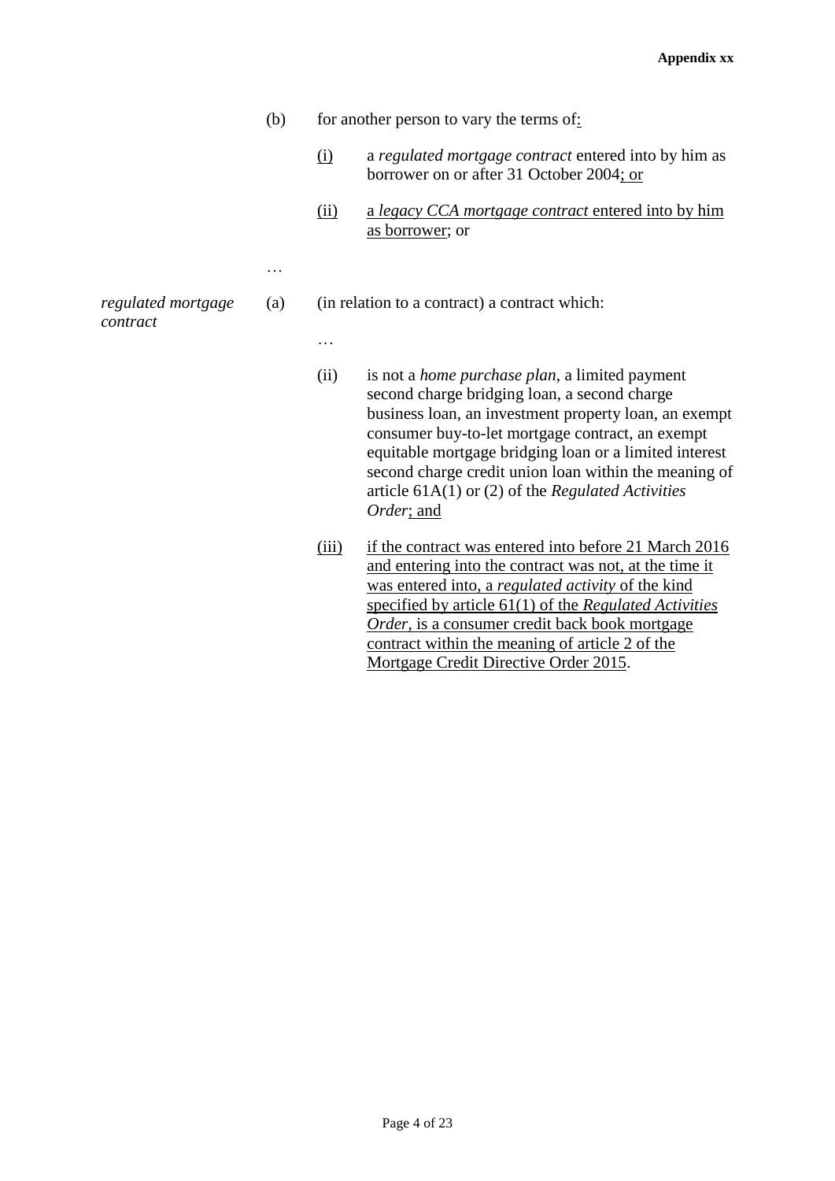(b) for another person to vary the terms of:

   (i) a *regulated mortgage contract* entered into by him as borrower on or after 31 October 2004; or

   (ii) a *legacy CCA mortgage contract* entered into by him as borrower; or

…

*regulated mortgage contract*

(a) (in relation to a contract) a contract which:

   …

   (ii) is not a *home purchase plan*, a limited payment second charge bridging loan, a second charge business loan, an investment property loan, an exempt consumer buy-to-let mortgage contract, an exempt equitable mortgage bridging loan or a limited interest second charge credit union loan within the meaning of article 61A(1) or (2) of the *Regulated Activities Order*; and

   (iii) if the contract was entered into before 21 March 2016 and entering into the contract was not, at the time it was entered into, a *regulated activity* of the kind specified by article 61(1) of the *Regulated Activities Order*, is a consumer credit back book mortgage contract within the meaning of article 2 of the Mortgage Credit Directive Order 2015.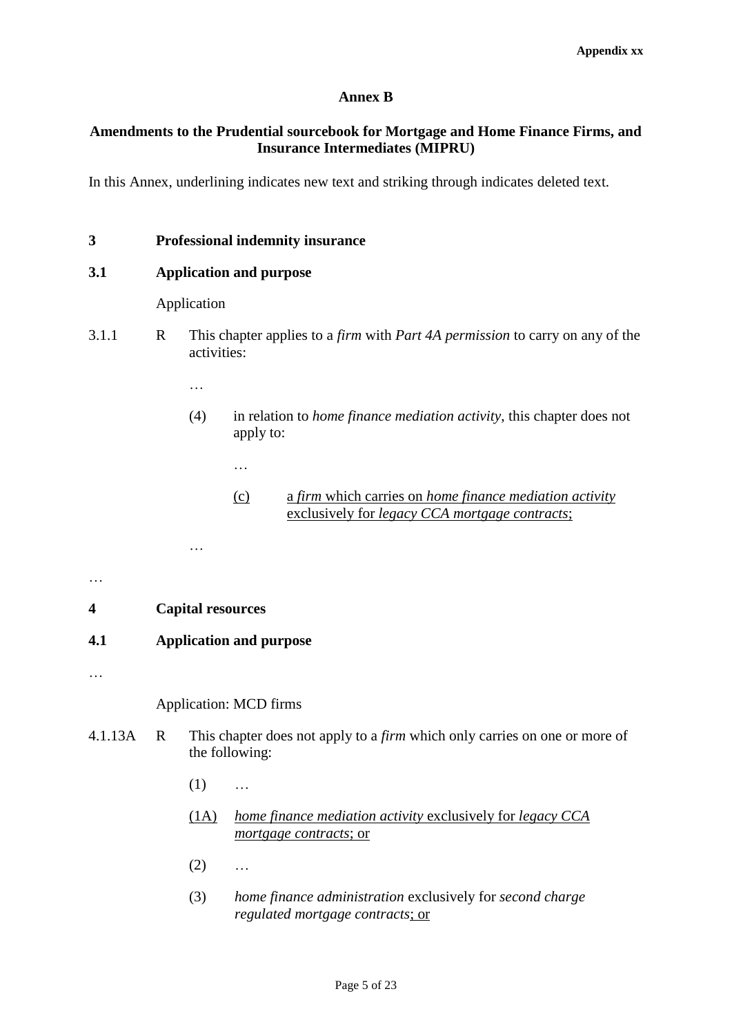# Annex B

## Amendments to the Prudential sourcebook for Mortgage and Home Finance Firms, and Insurance Intermediates (MIPRU)

In this Annex, underlining indicates new text and striking through indicates deleted text.

### 3 Professional indemnity insurance

### 3.1 Application and purpose

Application

3.1.1 R This chapter applies to a *firm* with *Part 4A permission* to carry on any of the activities:

…

(4) in relation to *home finance mediation activity*, this chapter does not apply to:

…

<u>(c) a *firm* which carries on *home finance mediation activity* exclusively for *legacy CCA mortgage contracts*;</u>

…

…

### 4 Capital resources

### 4.1 Application and purpose

…

Application: MCD firms

4.1.13A R This chapter does not apply to a *firm* which only carries on one or more of the following:

(1) …

<u>(1A) *home finance mediation activity* exclusively for *legacy CCA mortgage contracts*; or</u>

(2) …

(3) *home finance administration* exclusively for *second charge regulated mortgage contracts*<u>; or</u>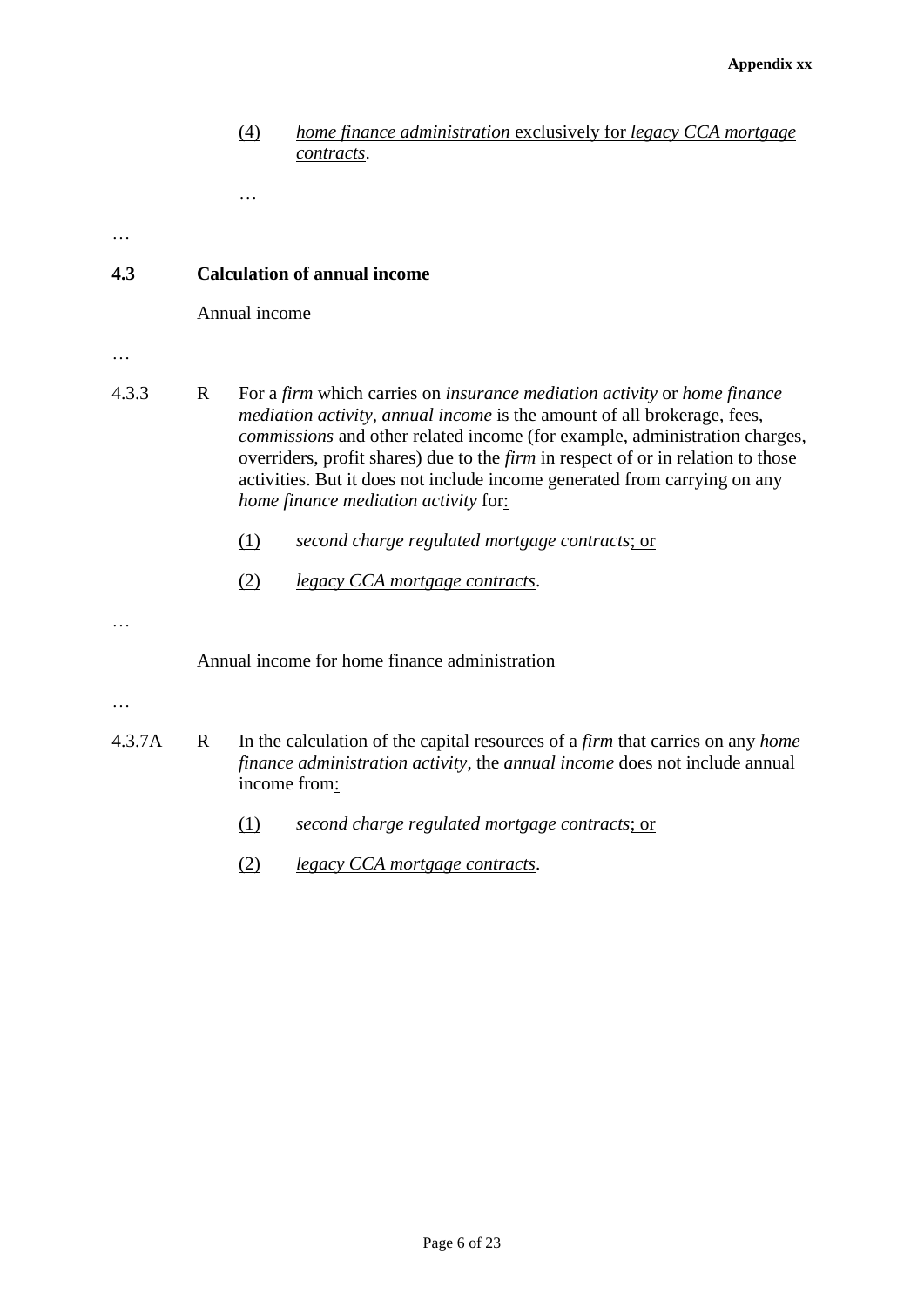(4) *home finance administration* exclusively for *legacy CCA mortgage contracts*.

…

…

## 4.3 Calculation of annual income

Annual income

…

4.3.3 R For a *firm* which carries on *insurance mediation activity* or *home finance mediation activity*, *annual income* is the amount of all brokerage, fees, *commissions* and other related income (for example, administration charges, overriders, profit shares) due to the *firm* in respect of or in relation to those activities. But it does not include income generated from carrying on any *home finance mediation activity* for:

(1) *second charge regulated mortgage contracts*; or

(2) *legacy CCA mortgage contracts*.

…

Annual income for home finance administration

…

4.3.7A R In the calculation of the capital resources of a *firm* that carries on any *home finance administration activity*, the *annual income* does not include annual income from:

(1) *second charge regulated mortgage contracts*; or

(2) *legacy CCA mortgage contracts*.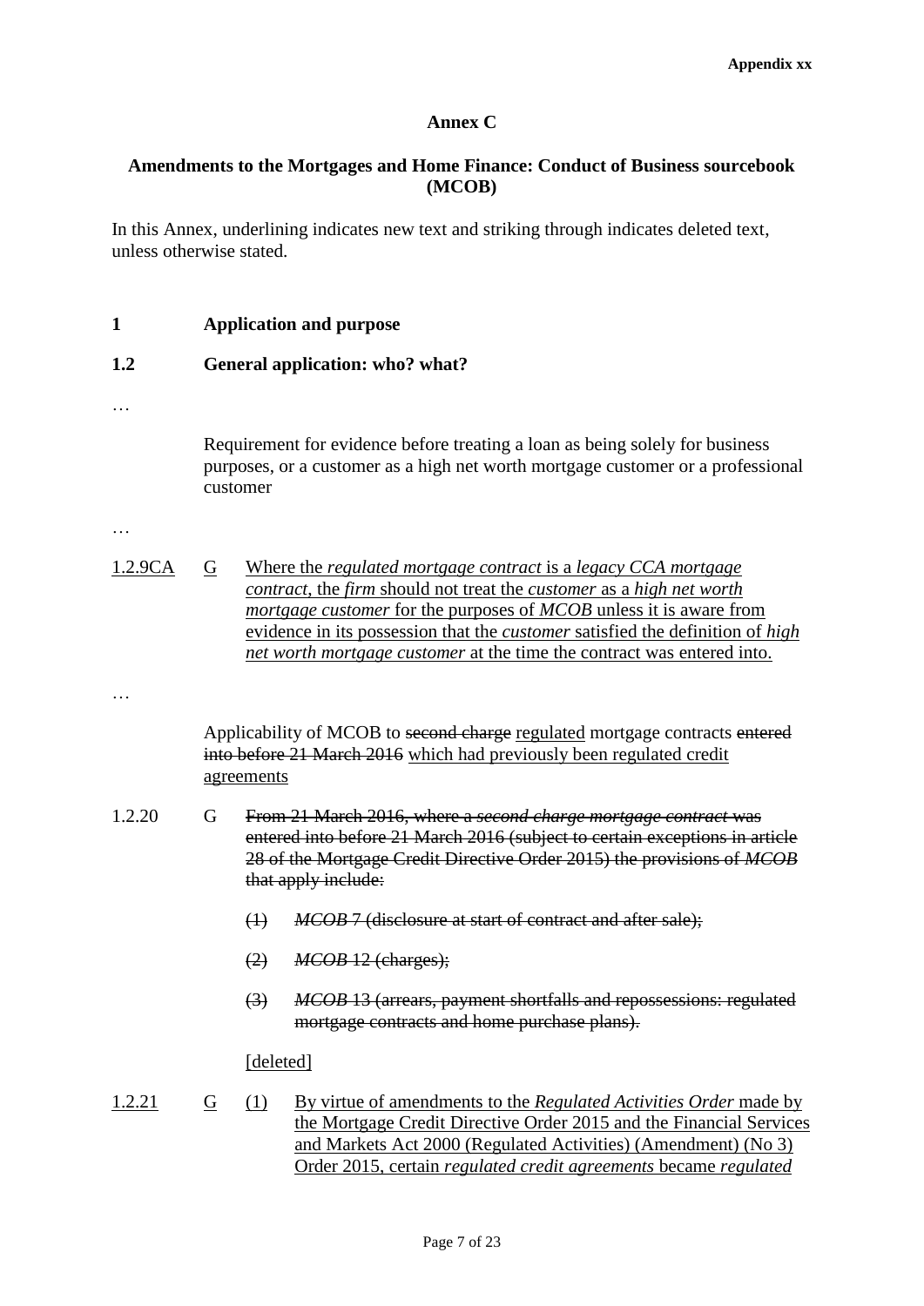## Annex C

## Amendments to the Mortgages and Home Finance: Conduct of Business sourcebook (MCOB)

In this Annex, underlining indicates new text and striking through indicates deleted text, unless otherwise stated.

**1 Application and purpose**

**1.2 General application: who? what?**

…

Requirement for evidence before treating a loan as being solely for business purposes, or a customer as a high net worth mortgage customer or a professional customer

…

<u>1.2.9CA</u> <u>G</u> <u>Where the *regulated mortgage contract* is a *legacy CCA mortgage contract*, the *firm* should not treat the *customer* as a *high net worth mortgage customer* for the purposes of *MCOB* unless it is aware from evidence in its possession that the *customer* satisfied the definition of *high net worth mortgage customer* at the time the contract was entered into.</u>

…

Applicability of MCOB to ~~second charge~~ <u>regulated</u> mortgage contracts ~~entered into before 21 March 2016~~ <u>which had previously been regulated credit agreements</u>

1.2.20 G ~~From 21 March 2016, where a *second charge mortgage contract* was entered into before 21 March 2016 (subject to certain exceptions in article 28 of the Mortgage Credit Directive Order 2015) the provisions of *MCOB* that apply include:~~

~~(1) *MCOB* 7 (disclosure at start of contract and after sale);~~

~~(2) *MCOB* 12 (charges);~~

~~(3) *MCOB* 13 (arrears, payment shortfalls and repossessions: regulated mortgage contracts and home purchase plans).~~

<u>[deleted]</u>

<u>1.2.21</u> <u>G</u> <u>(1)</u> <u>By virtue of amendments to the *Regulated Activities Order* made by the Mortgage Credit Directive Order 2015 and the Financial Services and Markets Act 2000 (Regulated Activities) (Amendment) (No 3) Order 2015, certain *regulated credit agreements* became *regulated*</u>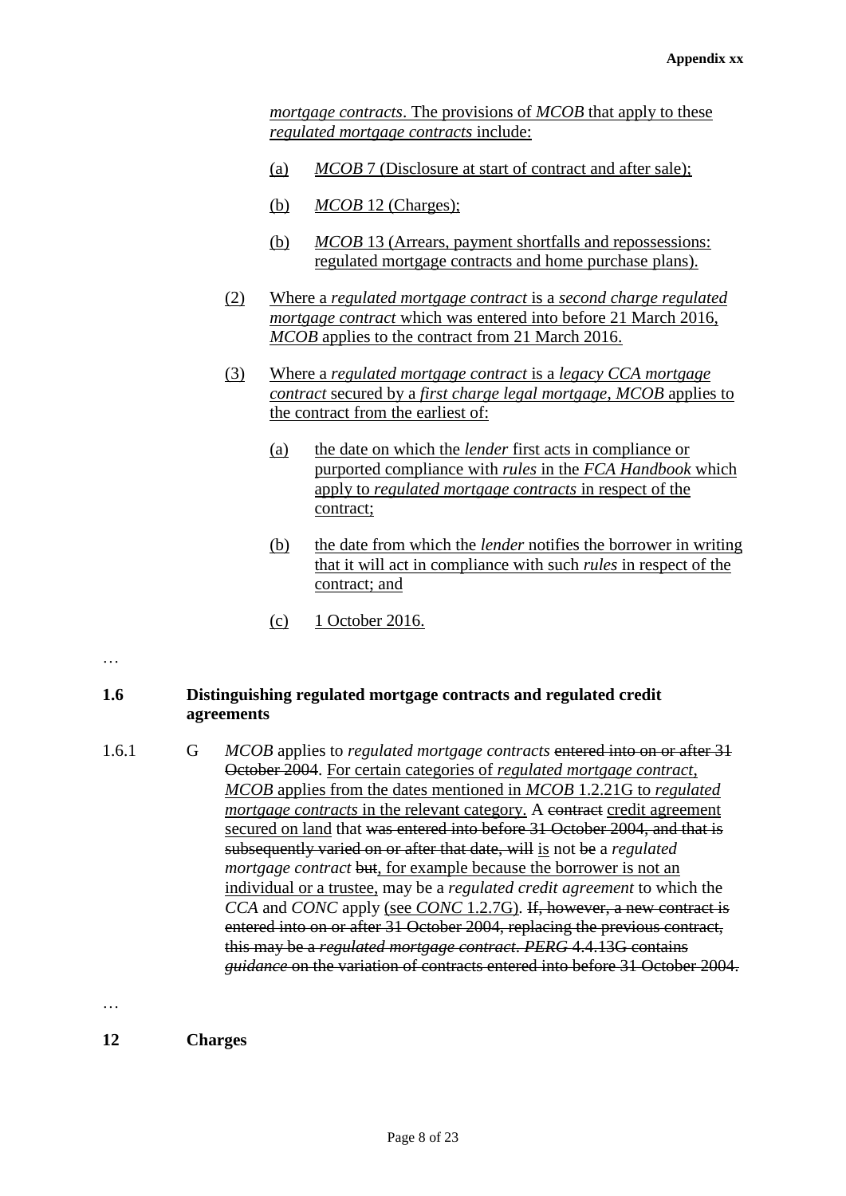*mortgage contracts*. The provisions of *MCOB* that apply to these *regulated mortgage contracts* include:

(a) *MCOB* 7 (Disclosure at start of contract and after sale);

(b) *MCOB* 12 (Charges);

(b) *MCOB* 13 (Arrears, payment shortfalls and repossessions: regulated mortgage contracts and home purchase plans).

(2) Where a *regulated mortgage contract* is a *second charge regulated mortgage contract* which was entered into before 21 March 2016, *MCOB* applies to the contract from 21 March 2016.

(3) Where a *regulated mortgage contract* is a *legacy CCA mortgage contract* secured by a *first charge legal mortgage*, *MCOB* applies to the contract from the earliest of:

(a) the date on which the *lender* first acts in compliance or purported compliance with *rules* in the *FCA Handbook* which apply to *regulated mortgage contracts* in respect of the contract;

(b) the date from which the *lender* notifies the borrower in writing that it will act in compliance with such *rules* in respect of the contract; and

(c) 1 October 2016.

…

**1.6 Distinguishing regulated mortgage contracts and regulated credit agreements**

1.6.1 G *MCOB* applies to *regulated mortgage contracts* ~~entered into on or after 31 October 2004~~. For certain categories of *regulated mortgage contract*, *MCOB* applies from the dates mentioned in *MCOB* 1.2.21G to *regulated mortgage contracts* in the relevant category. A ~~contract~~ credit agreement secured on land that ~~was entered into before 31 October 2004, and that is subsequently varied on or after that date, will~~ is not ~~be~~ a *regulated mortgage contract* ~~but~~, for example because the borrower is not an individual or a trustee, may be a *regulated credit agreement* to which the *CCA* and *CONC* apply (see *CONC* 1.2.7G). ~~If, however, a new contract is entered into on or after 31 October 2004, replacing the previous contract, this may be a *regulated mortgage contract*. *PERG* 4.4.13G contains *guidance* on the variation of contracts entered into before 31 October 2004.~~

…

**12 Charges**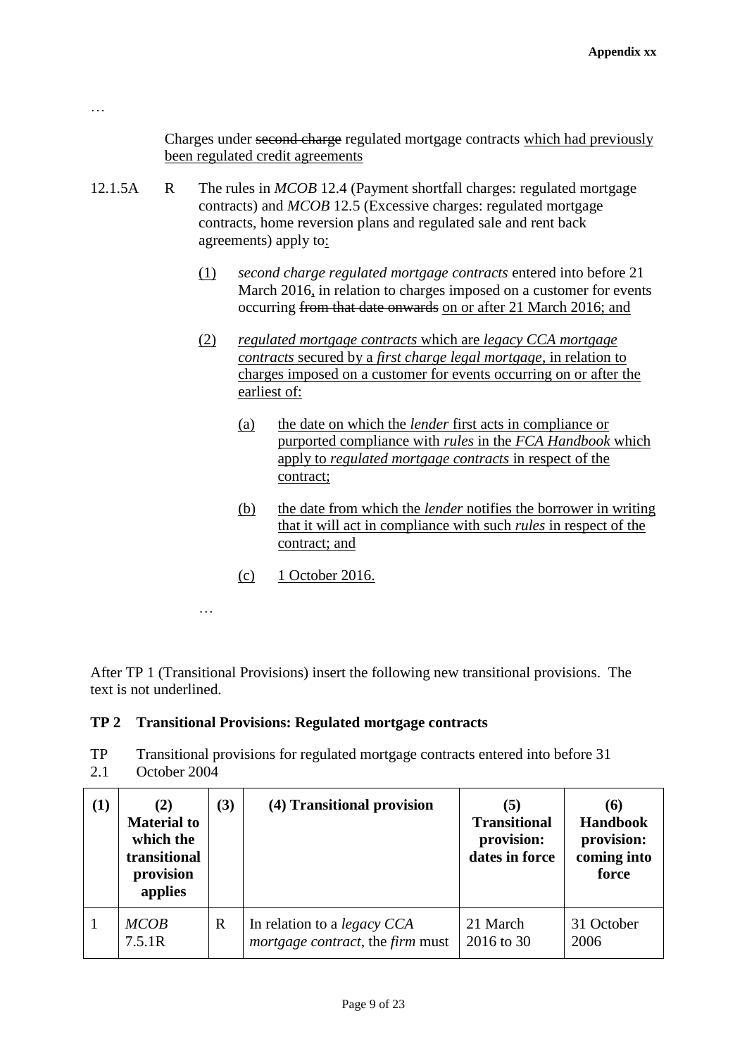…

Charges under ~~second charge~~ regulated mortgage contracts <u>which had previously been regulated credit agreements</u>

12.1.5A R The rules in *MCOB* 12.4 (Payment shortfall charges: regulated mortgage contracts) and *MCOB* 12.5 (Excessive charges: regulated mortgage contracts, home reversion plans and regulated sale and rent back agreements) apply to<u>:</u>

<u>(1)</u> *second charge regulated mortgage contracts* entered into before 21 March 2016<u>,</u> in relation to charges imposed on a customer for events occurring ~~from that date onwards~~ <u>on or after 21 March 2016; and</u>

<u>(2)</u> <u>*regulated mortgage contracts* which are *legacy CCA mortgage contracts* secured by a *first charge legal mortgage*, in relation to charges imposed on a customer for events occurring on or after the earliest of:</u>

<u>(a)</u> <u>the date on which the *lender* first acts in compliance or purported compliance with *rules* in the *FCA Handbook* which apply to *regulated mortgage contracts* in respect of the contract;</u>

<u>(b)</u> <u>the date from which the *lender* notifies the borrower in writing that it will act in compliance with such *rules* in respect of the contract; and</u>

<u>(c)</u> <u>1 October 2016.</u>

…

After TP 1 (Transitional Provisions) insert the following new transitional provisions. The text is not underlined.

**TP 2 Transitional Provisions: Regulated mortgage contracts**

TP 2.1 Transitional provisions for regulated mortgage contracts entered into before 31 October 2004

| (1) | (2) Material to which the transitional provision applies | (3) | (4) Transitional provision | (5) Transitional provision: dates in force | (6) Handbook provision: coming into force |
|---|---|---|---|---|---|
| 1 | *MCOB* 7.5.1R | R | In relation to a *legacy CCA mortgage contract*, the *firm* must | 21 March 2016 to 30 | 31 October 2006 |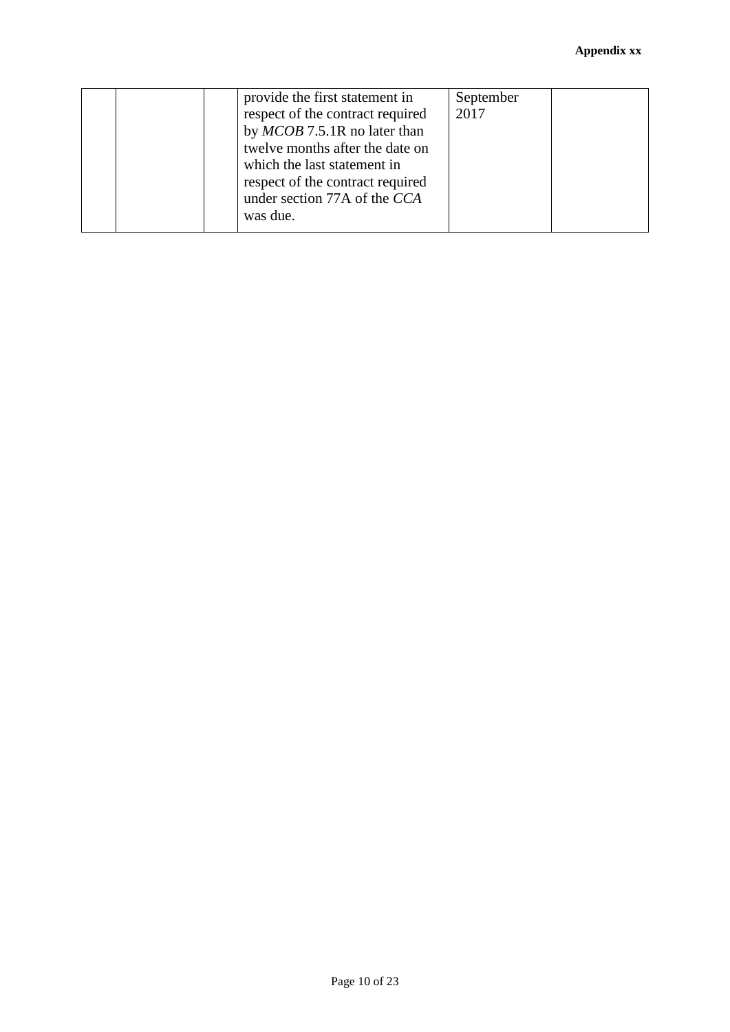|  |  |  | provide the first statement in respect of the contract required by *MCOB* 7.5.1R no later than twelve months after the date on which the last statement in respect of the contract required under section 77A of the *CCA* was due. | September 2017 |  |
|---|---|---|---|---|---|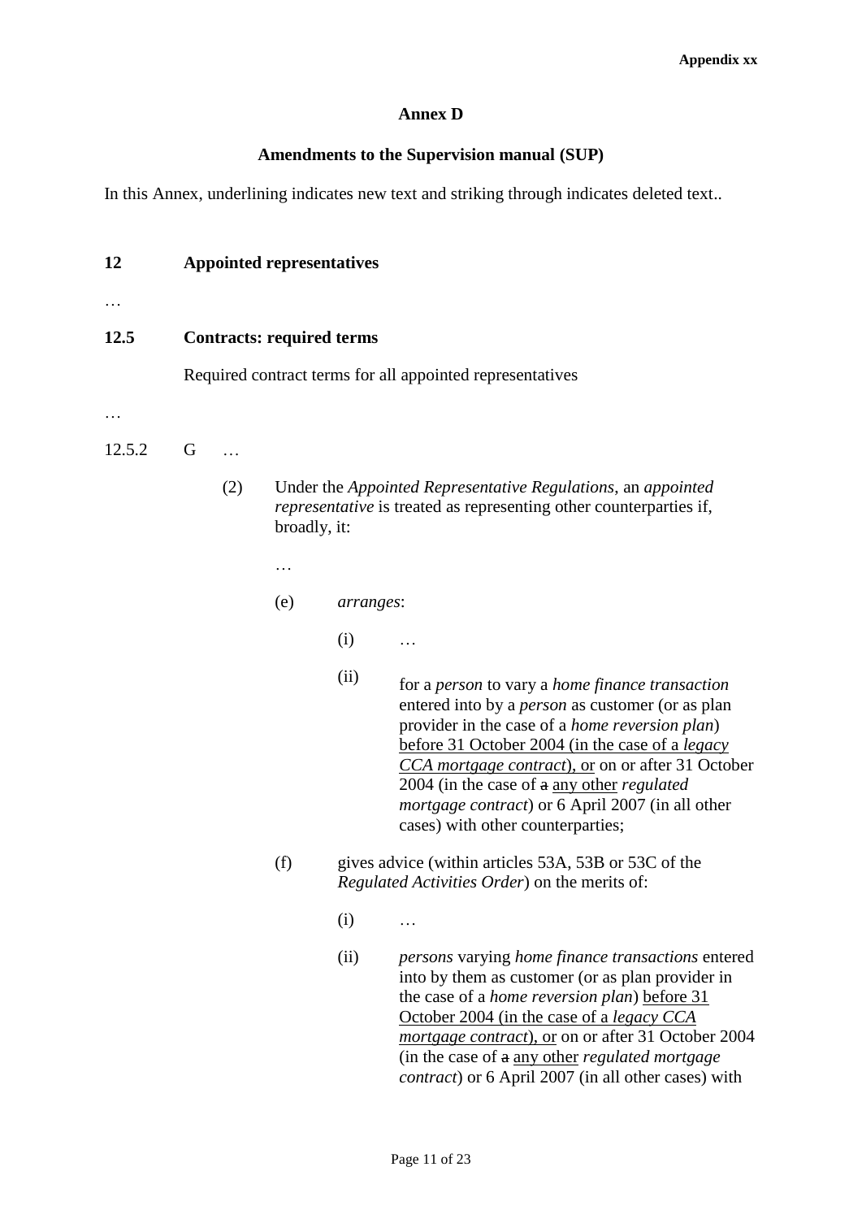Appendix xx

## Annex D

## Amendments to the Supervision manual (SUP)

In this Annex, underlining indicates new text and striking through indicates deleted text..

**12 Appointed representatives**

…

**12.5 Contracts: required terms**

Required contract terms for all appointed representatives

…

12.5.2 G …

(2) Under the *Appointed Representative Regulations*, an *appointed representative* is treated as representing other counterparties if, broadly, it:

…

(e) *arranges*:

(i) …

(ii) for a *person* to vary a *home finance transaction* entered into by a *person* as customer (or as plan provider in the case of a *home reversion plan*) <u>before 31 October 2004 (in the case of a *legacy CCA mortgage contract*), or</u> on or after 31 October 2004 (in the case of ~~a~~ <u>any other</u> *regulated mortgage contract*) or 6 April 2007 (in all other cases) with other counterparties;

(f) gives advice (within articles 53A, 53B or 53C of the *Regulated Activities Order*) on the merits of:

(i) …

(ii) *persons* varying *home finance transactions* entered into by them as customer (or as plan provider in the case of a *home reversion plan*) <u>before 31 October 2004 (in the case of a *legacy CCA mortgage contract*), or</u> on or after 31 October 2004 (in the case of ~~a~~ <u>any other</u> *regulated mortgage contract*) or 6 April 2007 (in all other cases) with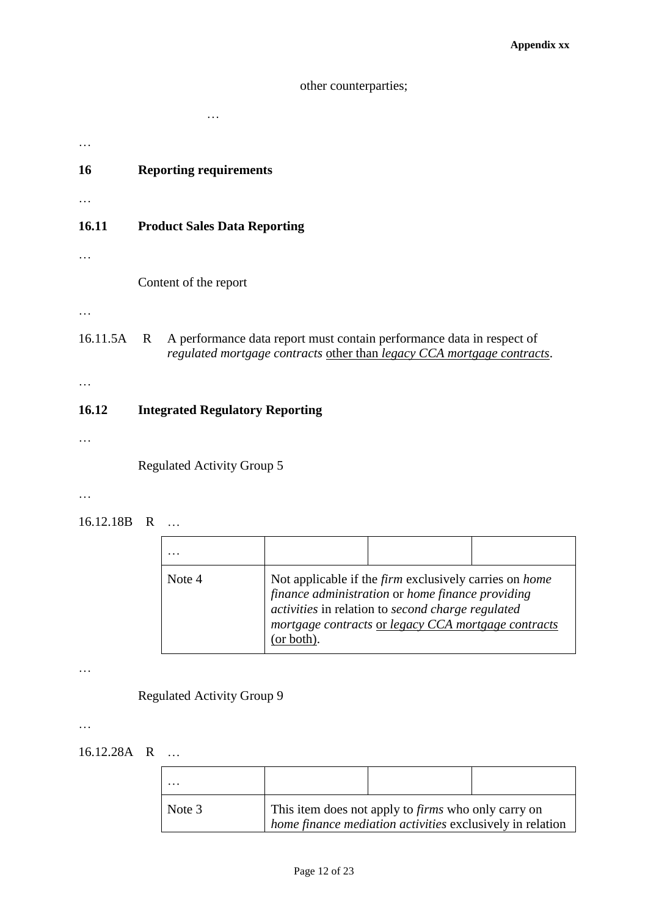other counterparties;

…

…

**16 Reporting requirements**

…

**16.11 Product Sales Data Reporting**

…

Content of the report

…

16.11.5A R A performance data report must contain performance data in respect of *regulated mortgage contracts* <u>other than *legacy CCA mortgage contracts*</u>.

…

**16.12 Integrated Regulatory Reporting**

…

Regulated Activity Group 5

…

16.12.18B R …

| … | | | |
|---|---|---|---|
| Note 4 | Not applicable if the *firm* exclusively carries on *home finance administration* or *home finance providing activities* in relation to *second charge regulated mortgage contracts* <u>or *legacy CCA mortgage contracts* (or both)</u>. | | |

…

Regulated Activity Group 9

…

16.12.28A R …

| … | | | |
|---|---|---|---|
| Note 3 | This item does not apply to *firms* who only carry on *home finance mediation activities* exclusively in relation | | |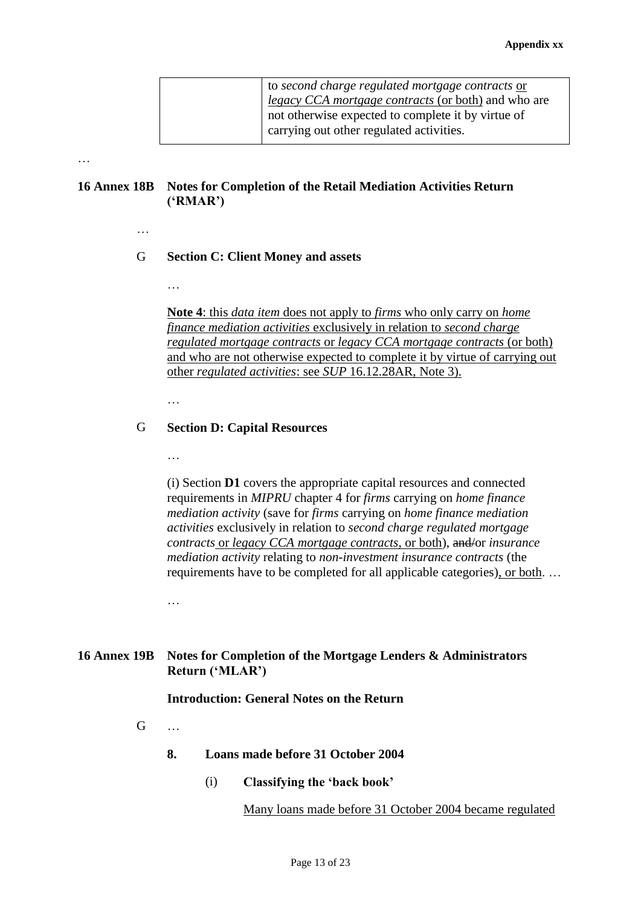| | to *second charge regulated mortgage contracts* <u>or</u> <u>*legacy CCA mortgage contracts* (or both)</u> and who are not otherwise expected to complete it by virtue of carrying out other regulated activities. |
|---|---|

…

**16 Annex 18B Notes for Completion of the Retail Mediation Activities Return ('RMAR')**

…

G **Section C: Client Money and assets**

…

<u>**Note 4**: this *data item* does not apply to *firms* who only carry on *home finance mediation activities* exclusively in relation to *second charge regulated mortgage contracts* or *legacy CCA mortgage contracts* (or both) and who are not otherwise expected to complete it by virtue of carrying out other *regulated activities*: see *SUP* 16.12.28AR, Note 3).</u>

…

G **Section D: Capital Resources**

…

(i) Section **D1** covers the appropriate capital resources and connected requirements in *MIPRU* chapter 4 for *firms* carrying on *home finance mediation activity* (save for *firms* carrying on *home finance mediation activities* exclusively in relation to *second charge regulated mortgage contracts* <u>or *legacy CCA mortgage contracts*, or both</u>), ~~and/~~or *insurance mediation activity* relating to *non-investment insurance contracts* (the requirements have to be completed for all applicable categories)<u>, or both</u>. …

…

**16 Annex 19B Notes for Completion of the Mortgage Lenders & Administrators Return ('MLAR')**

**Introduction: General Notes on the Return**

G …

**8. Loans made before 31 October 2004**

(i) **Classifying the 'back book'**

<u>Many loans made before 31 October 2004 became regulated</u>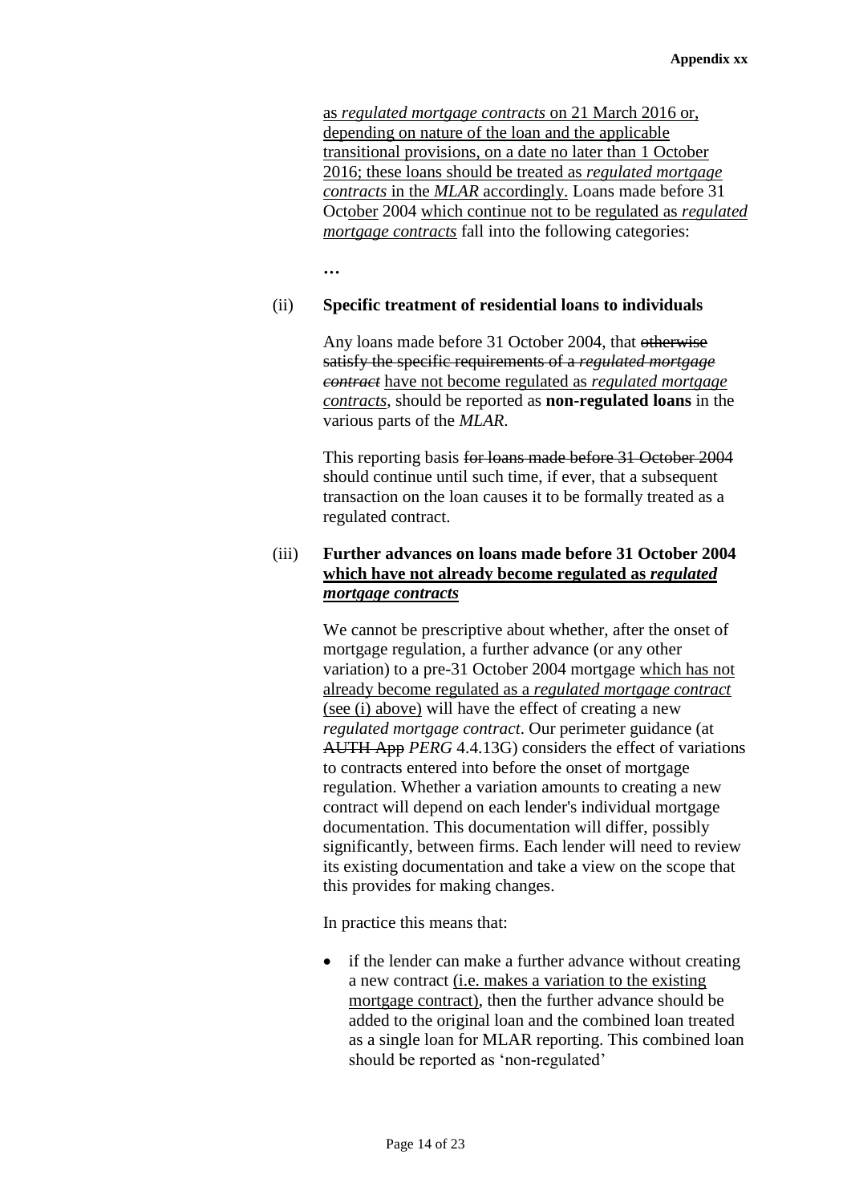as *regulated mortgage contracts* on 21 March 2016 or, depending on nature of the loan and the applicable transitional provisions, on a date no later than 1 October 2016; these loans should be treated as *regulated mortgage contracts* in the *MLAR* accordingly. Loans made before 31 October 2004 which continue not to be regulated as *regulated mortgage contracts* fall into the following categories:

…

(ii) **Specific treatment of residential loans to individuals**

Any loans made before 31 October 2004, that ~~otherwise satisfy the specific requirements of a *regulated mortgage contract*~~ have not become regulated as *regulated mortgage contracts*, should be reported as **non-regulated loans** in the various parts of the *MLAR*.

This reporting basis ~~for loans made before 31 October 2004~~ should continue until such time, if ever, that a subsequent transaction on the loan causes it to be formally treated as a regulated contract.

(iii) **Further advances on loans made before 31 October 2004 which have not already become regulated as *regulated mortgage contracts***

We cannot be prescriptive about whether, after the onset of mortgage regulation, a further advance (or any other variation) to a pre-31 October 2004 mortgage which has not already become regulated as a *regulated mortgage contract* (see (i) above) will have the effect of creating a new *regulated mortgage contract*. Our perimeter guidance (at ~~AUTH App~~ *PERG* 4.4.13G) considers the effect of variations to contracts entered into before the onset of mortgage regulation. Whether a variation amounts to creating a new contract will depend on each lender's individual mortgage documentation. This documentation will differ, possibly significantly, between firms. Each lender will need to review its existing documentation and take a view on the scope that this provides for making changes.

In practice this means that:

- if the lender can make a further advance without creating a new contract (i.e. makes a variation to the existing mortgage contract), then the further advance should be added to the original loan and the combined loan treated as a single loan for MLAR reporting. This combined loan should be reported as 'non-regulated'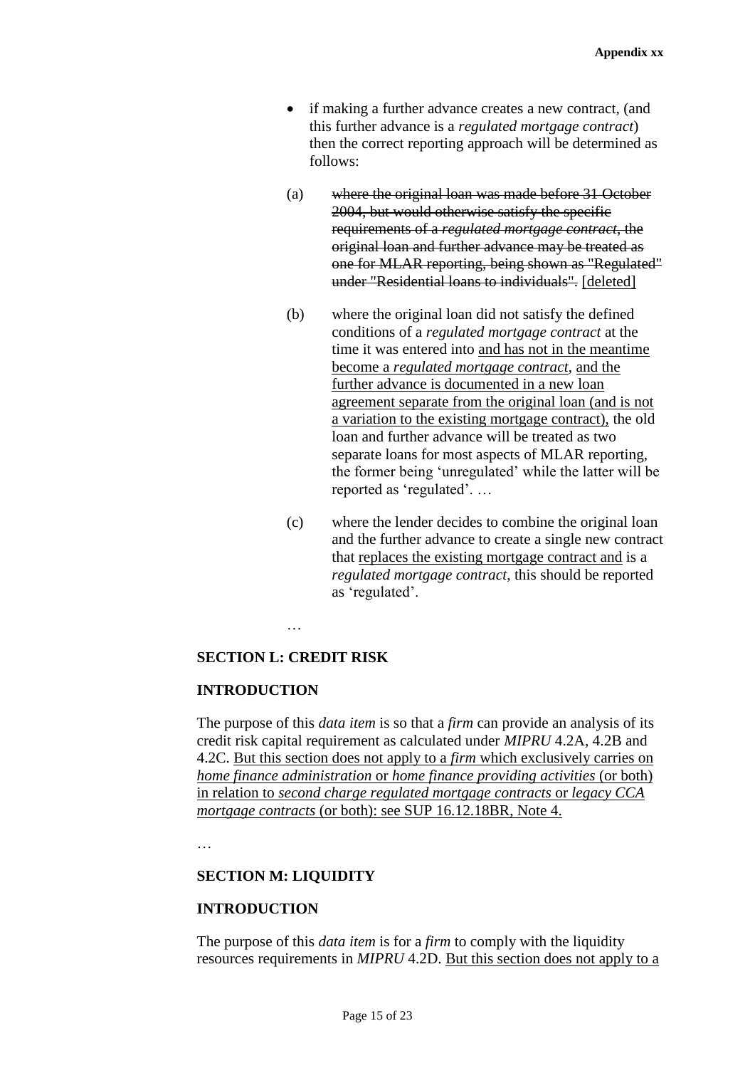- if making a further advance creates a new contract, (and this further advance is a *regulated mortgage contract*) then the correct reporting approach will be determined as follows:

(a) ~~where the original loan was made before 31 October 2004, but would otherwise satisfy the specific requirements of a *regulated mortgage contract*, the original loan and further advance may be treated as one for MLAR reporting, being shown as "Regulated" under "Residential loans to individuals".~~ [deleted]

(b) where the original loan did not satisfy the defined conditions of a *regulated mortgage contract* at the time it was entered into and has not in the meantime become a *regulated mortgage contract*, and the further advance is documented in a new loan agreement separate from the original loan (and is not a variation to the existing mortgage contract), the old loan and further advance will be treated as two separate loans for most aspects of MLAR reporting, the former being 'unregulated' while the latter will be reported as 'regulated'. …

(c) where the lender decides to combine the original loan and the further advance to create a single new contract that replaces the existing mortgage contract and is a *regulated mortgage contract*, this should be reported as 'regulated'.

…

**SECTION L: CREDIT RISK**

**INTRODUCTION**

The purpose of this *data item* is so that a *firm* can provide an analysis of its credit risk capital requirement as calculated under *MIPRU* 4.2A, 4.2B and 4.2C. But this section does not apply to a *firm* which exclusively carries on *home finance administration* or *home finance providing activities* (or both) in relation to *second charge regulated mortgage contracts* or *legacy CCA mortgage contracts* (or both): see SUP 16.12.18BR, Note 4.

…

**SECTION M: LIQUIDITY**

**INTRODUCTION**

The purpose of this *data item* is for a *firm* to comply with the liquidity resources requirements in *MIPRU* 4.2D. But this section does not apply to a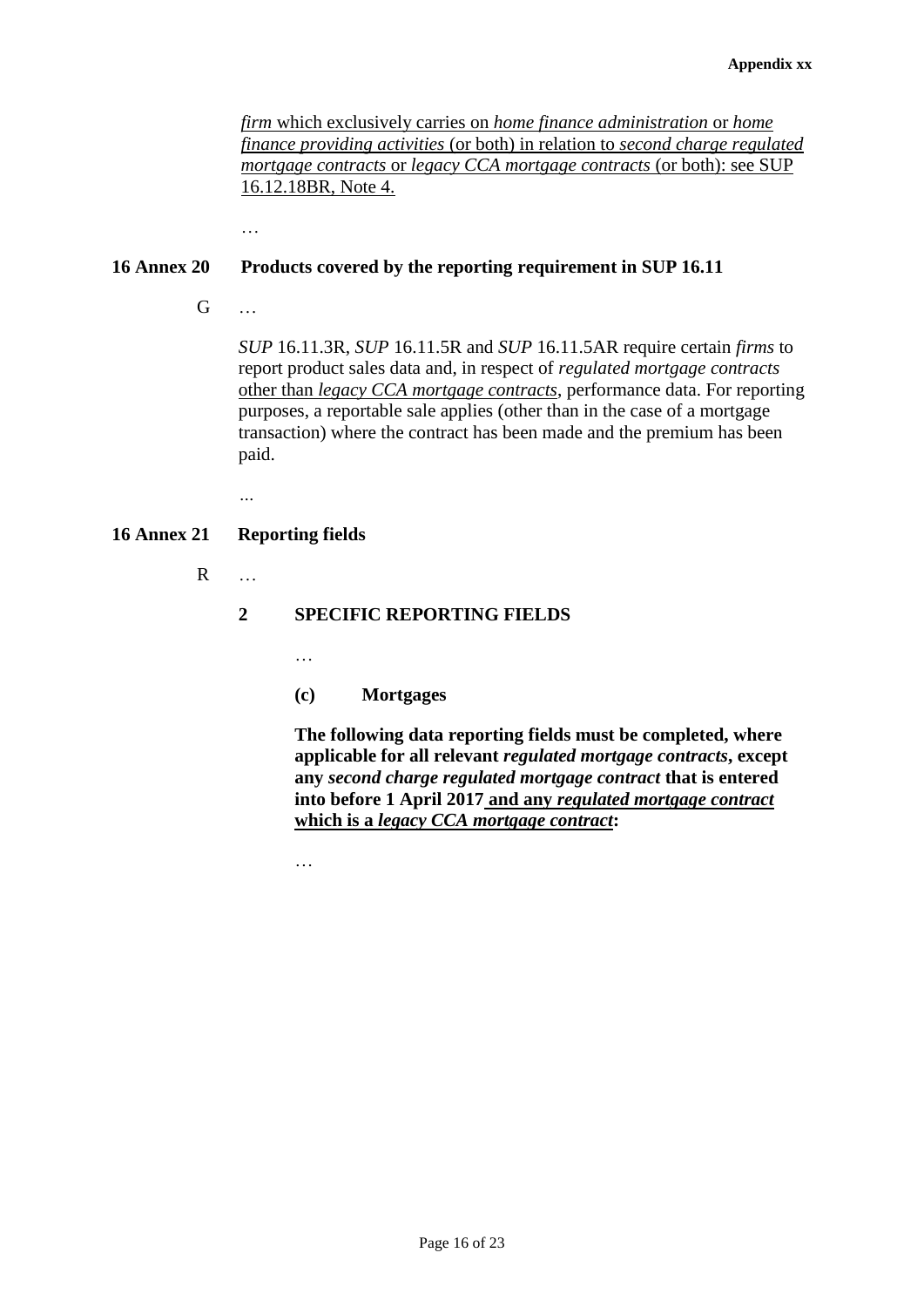<u>*firm* which exclusively carries on *home finance administration* or *home finance providing activities* (or both) in relation to *second charge regulated mortgage contracts* or *legacy CCA mortgage contracts* (or both): see SUP 16.12.18BR, Note 4.</u>

…

**16 Annex 20 Products covered by the reporting requirement in SUP 16.11**

G …

*SUP* 16.11.3R, *SUP* 16.11.5R and *SUP* 16.11.5AR require certain *firms* to report product sales data and, in respect of *regulated mortgage contracts* <u>other than *legacy CCA mortgage contracts*</u>, performance data. For reporting purposes, a reportable sale applies (other than in the case of a mortgage transaction) where the contract has been made and the premium has been paid.

...

**16 Annex 21 Reporting fields**

R …

**2 SPECIFIC REPORTING FIELDS**

…

**(c) Mortgages**

**The following data reporting fields must be completed, where applicable for all relevant *regulated mortgage contracts*, except any *second charge regulated mortgage contract* that is entered into before 1 April 2017 <u>and any *regulated mortgage contract* which is a *legacy CCA mortgage contract*</u>:**

…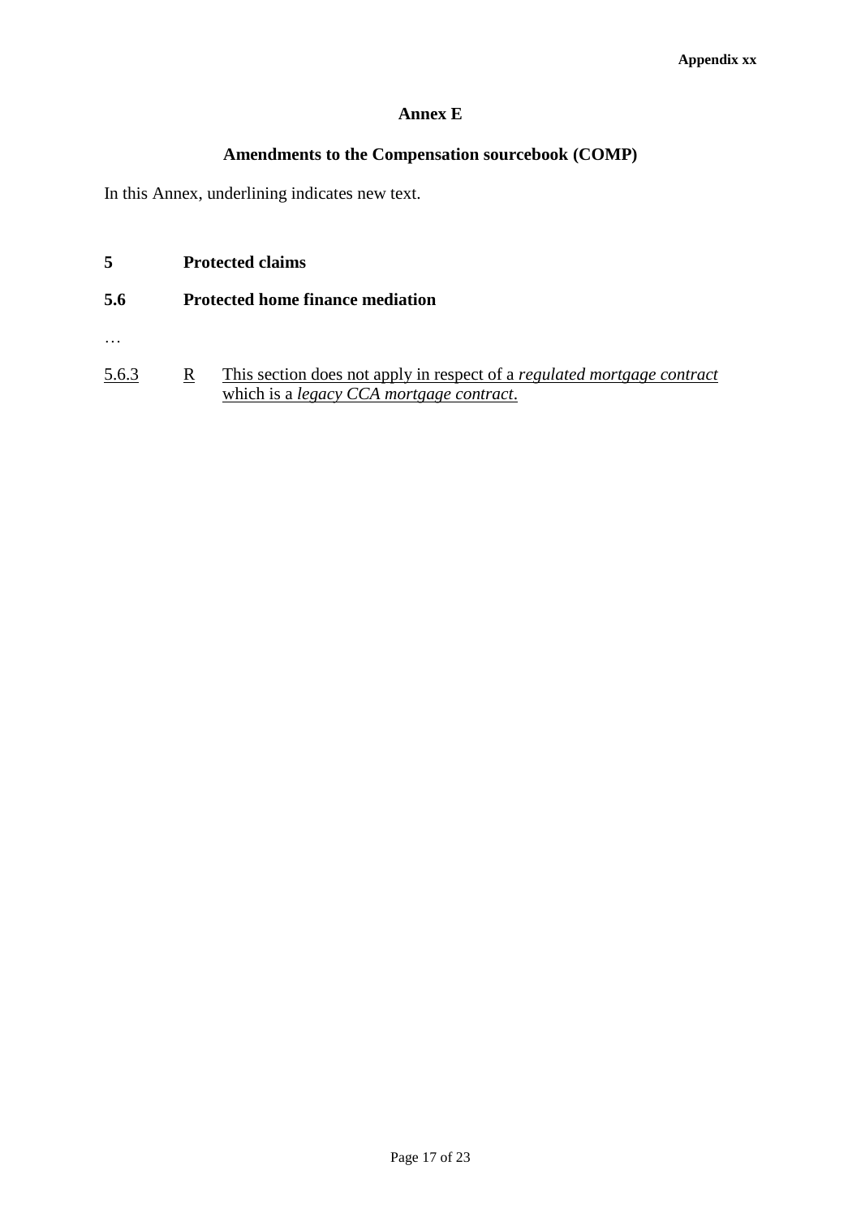# Annex E

## Amendments to the Compensation sourcebook (COMP)

In this Annex, underlining indicates new text.

**5 Protected claims**

**5.6 Protected home finance mediation**

…

<u>5.6.3</u> <u>R</u> <u>This section does not apply in respect of a *regulated mortgage contract* which is a *legacy CCA mortgage contract*.</u>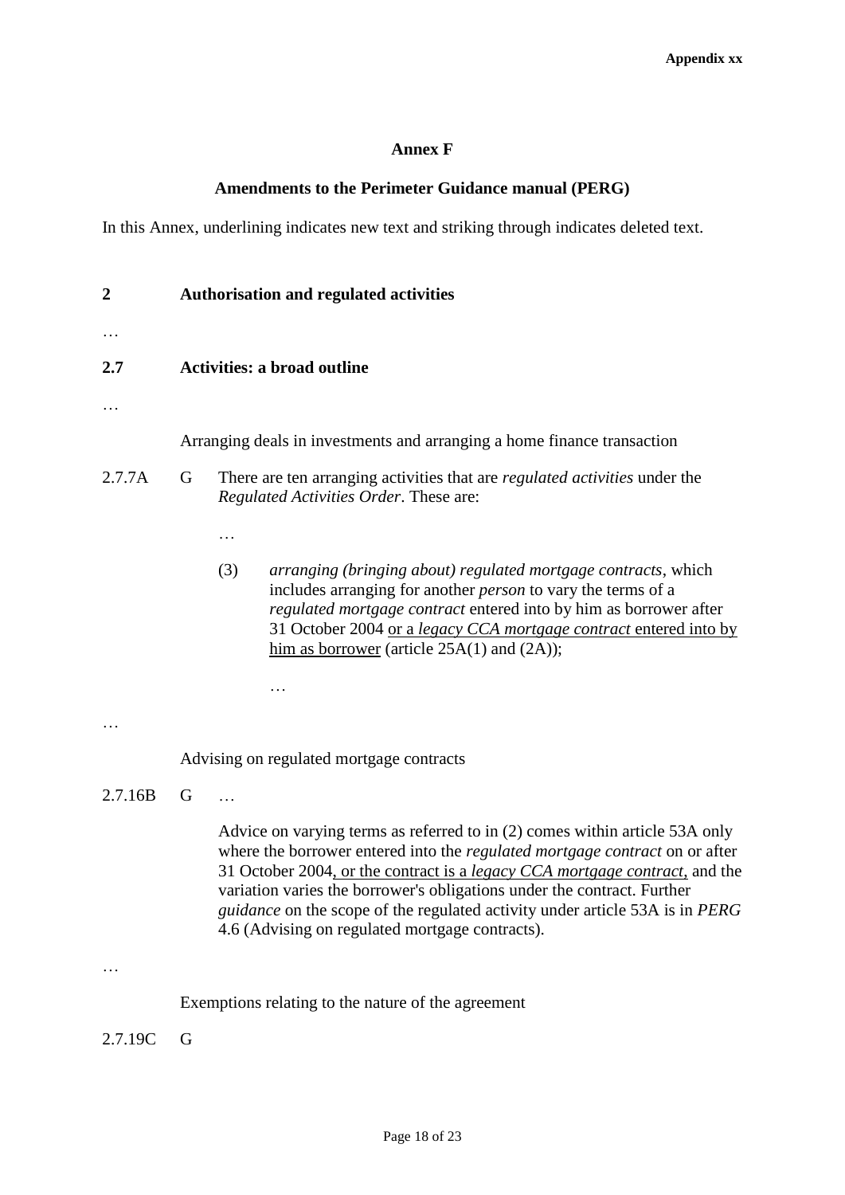## Annex F

## Amendments to the Perimeter Guidance manual (PERG)

In this Annex, underlining indicates new text and striking through indicates deleted text.

**2 Authorisation and regulated activities**

…

**2.7 Activities: a broad outline**

…

Arranging deals in investments and arranging a home finance transaction

2.7.7A G There are ten arranging activities that are *regulated activities* under the *Regulated Activities Order*. These are:

…

(3) *arranging (bringing about) regulated mortgage contracts*, which includes arranging for another *person* to vary the terms of a *regulated mortgage contract* entered into by him as borrower after 31 October 2004 <u>or a *legacy CCA mortgage contract* entered into by him as borrower</u> (article 25A(1) and (2A));

…

…

Advising on regulated mortgage contracts

2.7.16B G …

Advice on varying terms as referred to in (2) comes within article 53A only where the borrower entered into the *regulated mortgage contract* on or after 31 October 2004<u>, or the contract is a *legacy CCA mortgage contract*,</u> and the variation varies the borrower's obligations under the contract. Further *guidance* on the scope of the regulated activity under article 53A is in *PERG* 4.6 (Advising on regulated mortgage contracts).

…

Exemptions relating to the nature of the agreement

2.7.19C G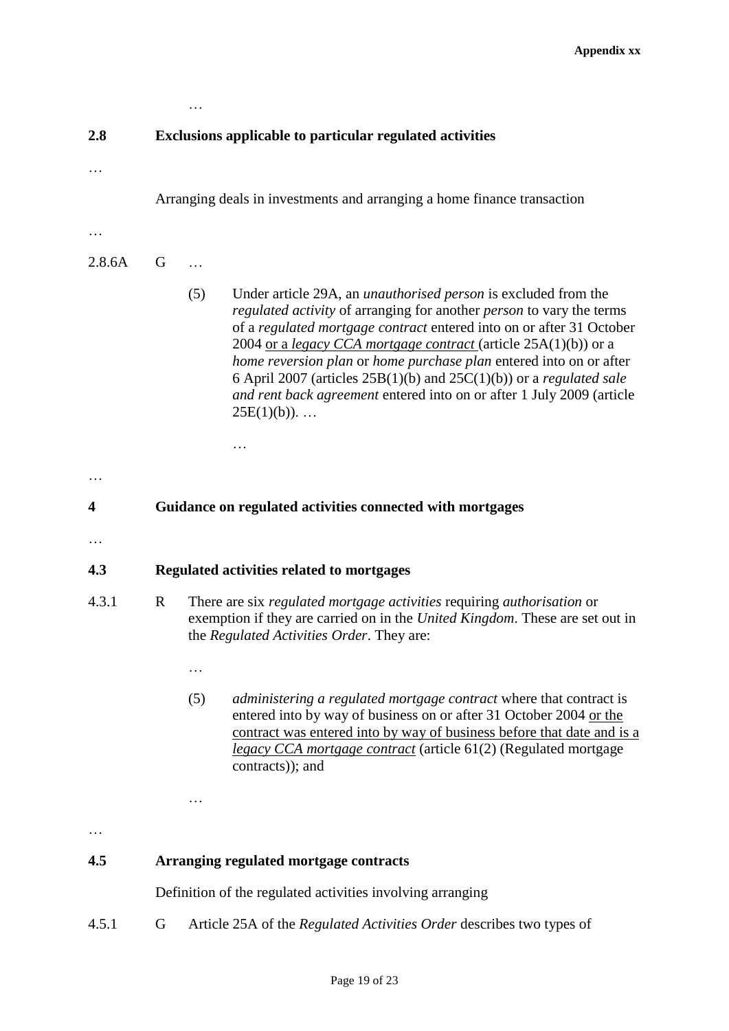…

**2.8 Exclusions applicable to particular regulated activities**

…

Arranging deals in investments and arranging a home finance transaction

…

2.8.6A G …

(5) Under article 29A, an *unauthorised person* is excluded from the *regulated activity* of arranging for another *person* to vary the terms of a *regulated mortgage contract* entered into on or after 31 October 2004 <u>or a *legacy CCA mortgage contract*</u> (article 25A(1)(b)) or a *home reversion plan* or *home purchase plan* entered into on or after 6 April 2007 (articles 25B(1)(b) and 25C(1)(b)) or a *regulated sale and rent back agreement* entered into on or after 1 July 2009 (article 25E(1)(b)). …

…

…

**4 Guidance on regulated activities connected with mortgages**

…

**4.3 Regulated activities related to mortgages**

4.3.1 R There are six *regulated mortgage activities* requiring *authorisation* or exemption if they are carried on in the *United Kingdom*. These are set out in the *Regulated Activities Order*. They are:

…

(5) *administering a regulated mortgage contract* where that contract is entered into by way of business on or after 31 October 2004 <u>or the contract was entered into by way of business before that date and is a *legacy CCA mortgage contract*</u> (article 61(2) (Regulated mortgage contracts)); and

…

…

**4.5 Arranging regulated mortgage contracts**

Definition of the regulated activities involving arranging

4.5.1 G Article 25A of the *Regulated Activities Order* describes two types of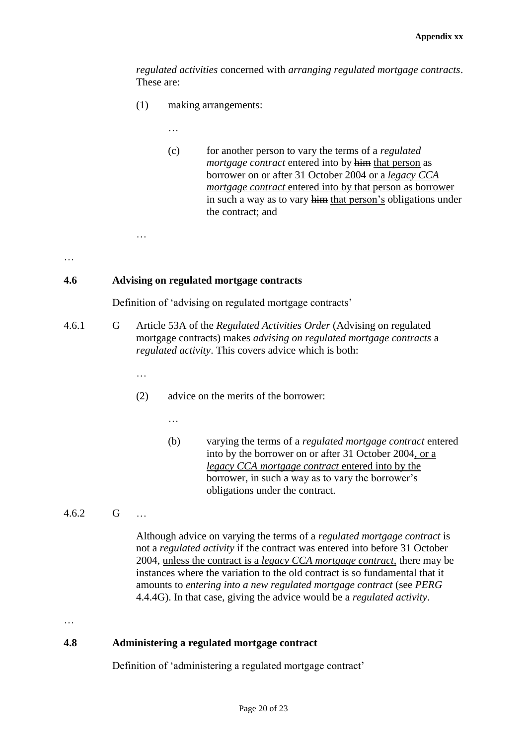*regulated activities* concerned with *arranging regulated mortgage contracts*. These are:

(1) making arrangements:

…

(c) for another person to vary the terms of a *regulated mortgage contract* entered into by ~~him~~ that person as borrower on or after 31 October 2004 or a *legacy CCA mortgage contract* entered into by that person as borrower in such a way as to vary ~~him~~ that person's obligations under the contract; and

…

…

## 4.6 Advising on regulated mortgage contracts

Definition of 'advising on regulated mortgage contracts'

4.6.1 G Article 53A of the *Regulated Activities Order* (Advising on regulated mortgage contracts) makes *advising on regulated mortgage contracts* a *regulated activity*. This covers advice which is both:

…

(2) advice on the merits of the borrower:

…

(b) varying the terms of a *regulated mortgage contract* entered into by the borrower on or after 31 October 2004, or a *legacy CCA mortgage contract* entered into by the borrower, in such a way as to vary the borrower's obligations under the contract.

4.6.2 G …

Although advice on varying the terms of a *regulated mortgage contract* is not a *regulated activity* if the contract was entered into before 31 October 2004, unless the contract is a *legacy CCA mortgage contract*, there may be instances where the variation to the old contract is so fundamental that it amounts to *entering into a new regulated mortgage contract* (see *PERG* 4.4.4G). In that case, giving the advice would be a *regulated activity*.

…

## 4.8 Administering a regulated mortgage contract

Definition of 'administering a regulated mortgage contract'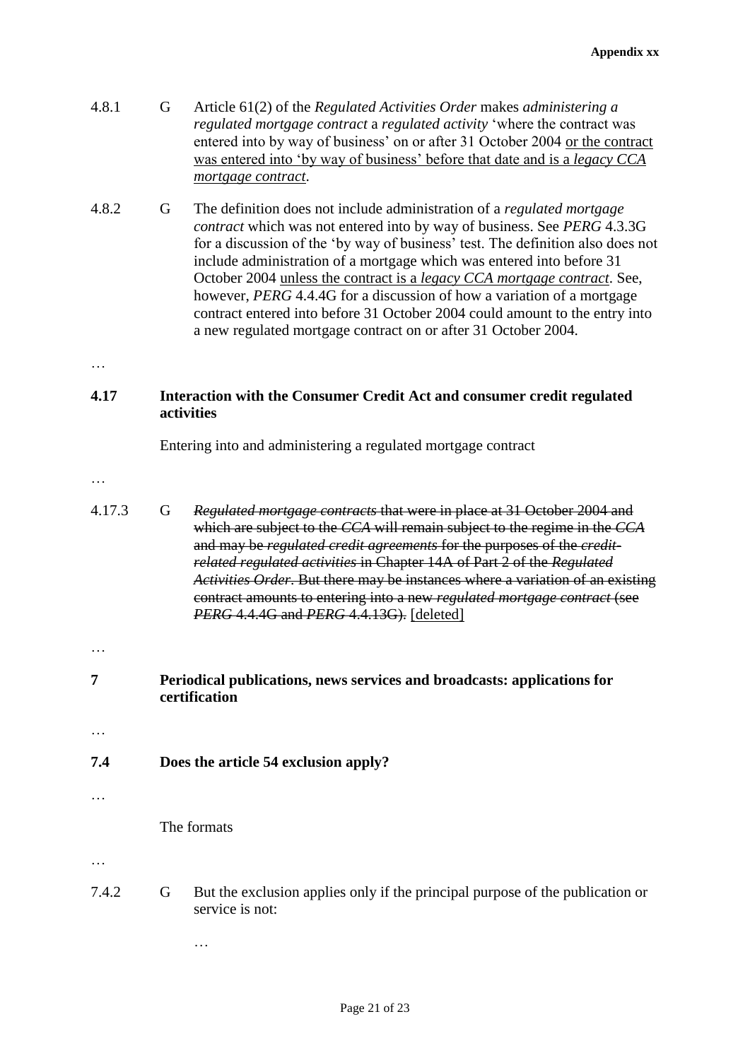4.8.1 G Article 61(2) of the *Regulated Activities Order* makes *administering a regulated mortgage contract* a *regulated activity* 'where the contract was entered into by way of business' on or after 31 October 2004 <u>or the contract was entered into 'by way of business' before that date and is a *legacy CCA mortgage contract*</u>.

4.8.2 G The definition does not include administration of a *regulated mortgage contract* which was not entered into by way of business. See *PERG* 4.3.3G for a discussion of the 'by way of business' test. The definition also does not include administration of a mortgage which was entered into before 31 October 2004 <u>unless the contract is a *legacy CCA mortgage contract*</u>. See, however, *PERG* 4.4.4G for a discussion of how a variation of a mortgage contract entered into before 31 October 2004 could amount to the entry into a new regulated mortgage contract on or after 31 October 2004.

…

**4.17 Interaction with the Consumer Credit Act and consumer credit regulated activities**

Entering into and administering a regulated mortgage contract

…

4.17.3 G ~~*Regulated mortgage contracts* that were in place at 31 October 2004 and which are subject to the *CCA* will remain subject to the regime in the *CCA* and may be *regulated credit agreements* for the purposes of the *credit-related regulated activities* in Chapter 14A of Part 2 of the *Regulated Activities Order*. But there may be instances where a variation of an existing contract amounts to entering into a new *regulated mortgage contract* (see *PERG* 4.4.4G and *PERG* 4.4.13G).~~ <u>[deleted]</u>

…

**7 Periodical publications, news services and broadcasts: applications for certification**

…

**7.4 Does the article 54 exclusion apply?**

…

The formats

…

7.4.2 G But the exclusion applies only if the principal purpose of the publication or service is not:

…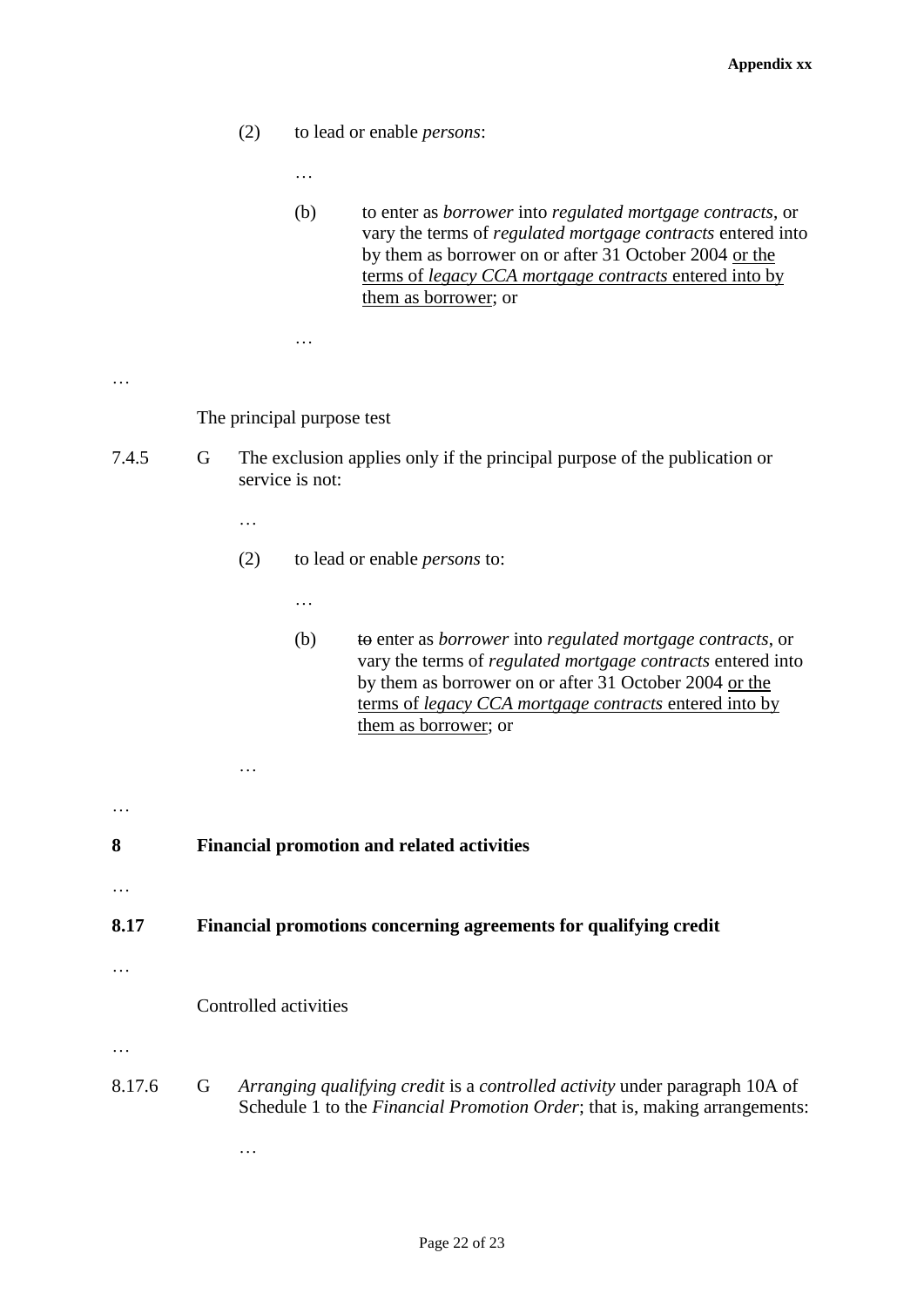(2) to lead or enable *persons*:

…

(b) to enter as *borrower* into *regulated mortgage contracts*, or vary the terms of *regulated mortgage contracts* entered into by them as borrower on or after 31 October 2004 <u>or the terms of *legacy CCA mortgage contracts* entered into by them as borrower</u>; or

…

…

The principal purpose test

7.4.5 G The exclusion applies only if the principal purpose of the publication or service is not:

…

(2) to lead or enable *persons* to:

…

(b) ~~to~~ enter as *borrower* into *regulated mortgage contracts*, or vary the terms of *regulated mortgage contracts* entered into by them as borrower on or after 31 October 2004 <u>or the terms of *legacy CCA mortgage contracts* entered into by them as borrower</u>; or

…

…

**8 Financial promotion and related activities**

…

**8.17 Financial promotions concerning agreements for qualifying credit**

…

Controlled activities

…

8.17.6 G *Arranging qualifying credit* is a *controlled activity* under paragraph 10A of Schedule 1 to the *Financial Promotion Order*; that is, making arrangements:

…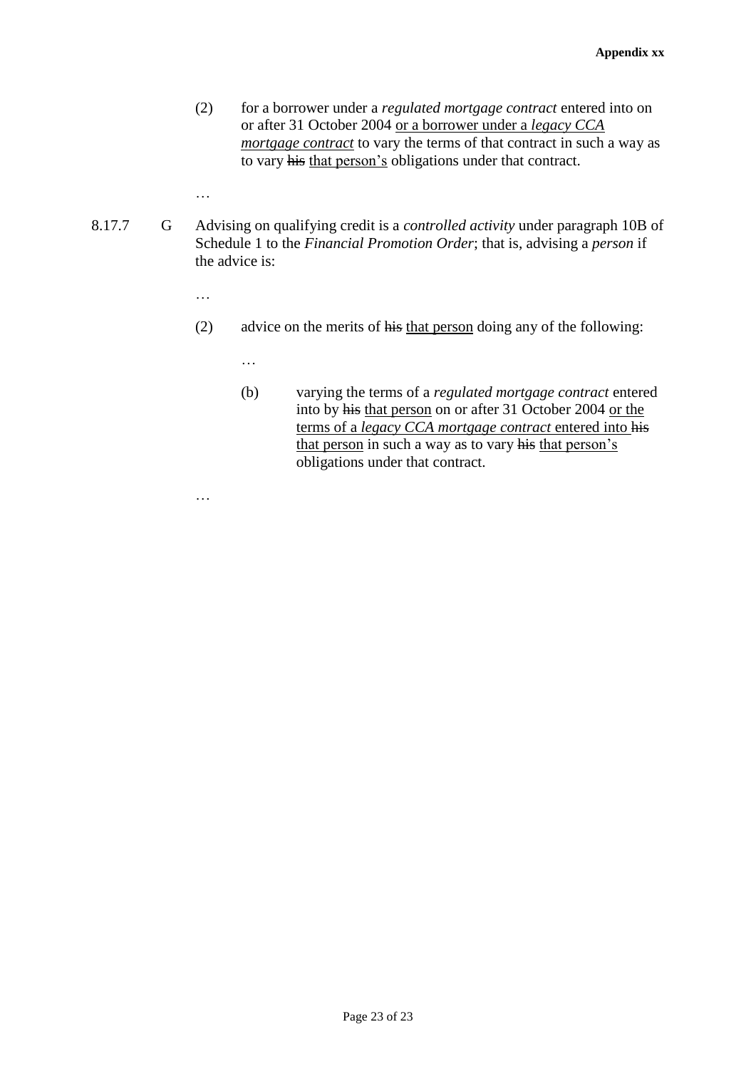(2) for a borrower under a *regulated mortgage contract* entered into on or after 31 October 2004 <u>or a borrower under a *legacy CCA mortgage contract*</u> to vary the terms of that contract in such a way as to vary ~~his~~ <u>that person's</u> obligations under that contract.

…

8.17.7 G Advising on qualifying credit is a *controlled activity* under paragraph 10B of Schedule 1 to the *Financial Promotion Order*; that is, advising a *person* if the advice is:

…

(2) advice on the merits of ~~his~~ <u>that person</u> doing any of the following:

…

(b) varying the terms of a *regulated mortgage contract* entered into by ~~his~~ <u>that person</u> on or after 31 October 2004 <u>or the terms of a *legacy CCA mortgage contract* entered into</u> ~~his~~ <u>that person</u> in such a way as to vary ~~his~~ <u>that person's</u> obligations under that contract.

…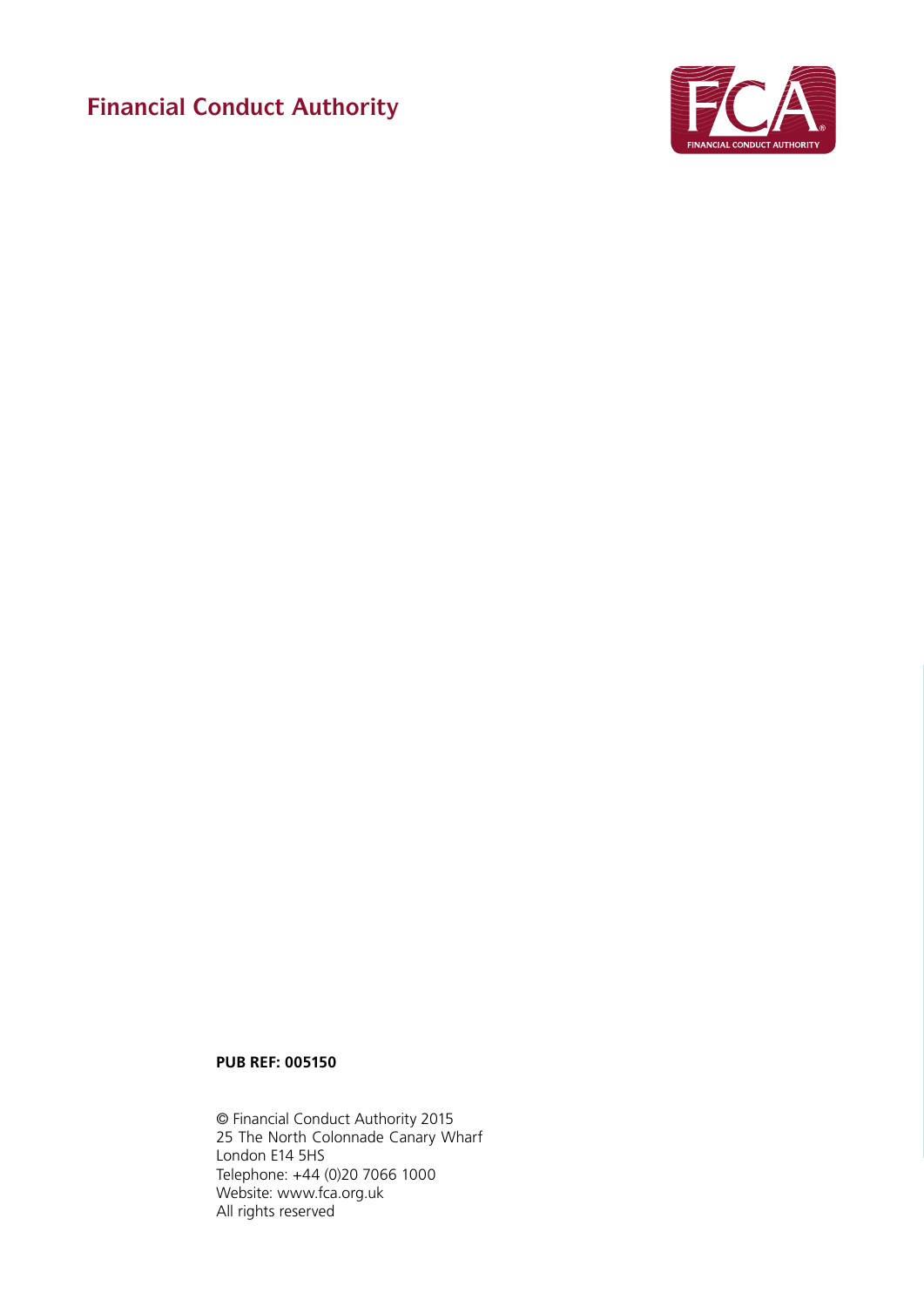**Financial Conduct Authority**

**PUB REF: 005150**

© Financial Conduct Authority 2015
25 The North Colonnade Canary Wharf
London E14 5HS
Telephone: +44 (0)20 7066 1000
Website: www.fca.org.uk
All rights reserved